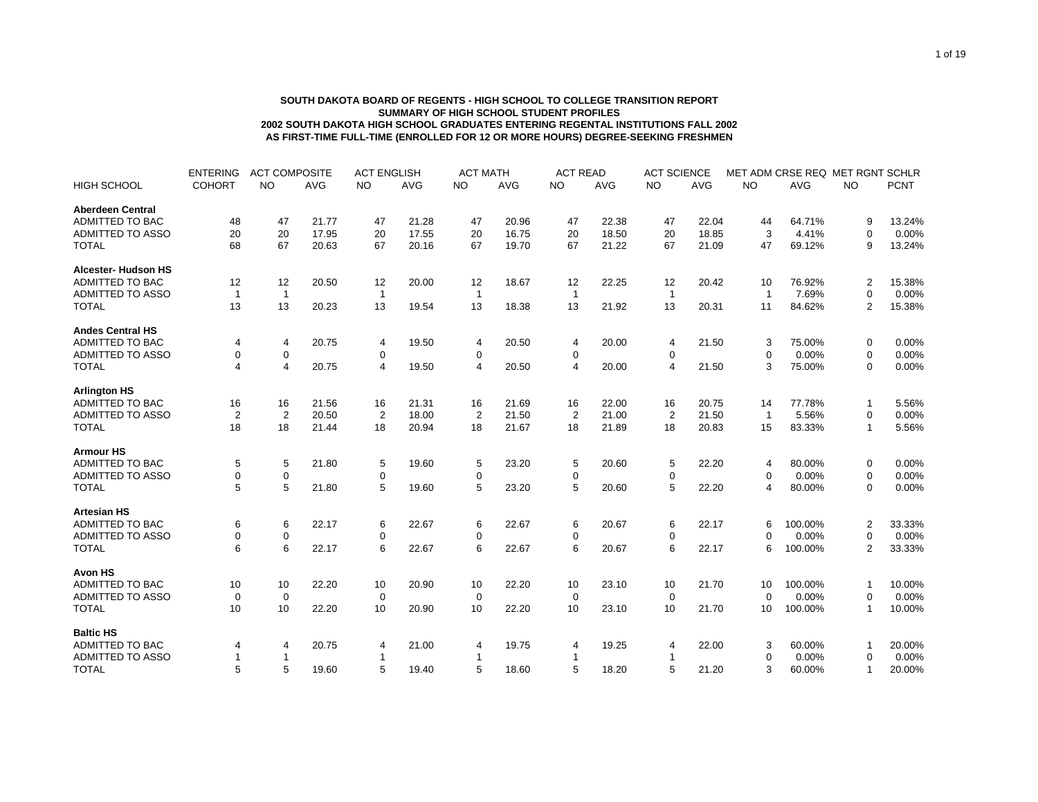**SOUTH DAKOTA BOARD OF REGENTS - HIGH SCHOOL TO COLLEGE TRANSITION REPORT**
**SUMMARY OF HIGH SCHOOL STUDENT PROFILES**
**2002 SOUTH DAKOTA HIGH SCHOOL GRADUATES ENTERING REGENTAL INSTITUTIONS FALL 2002**
**AS FIRST-TIME FULL-TIME (ENROLLED FOR 12 OR MORE HOURS) DEGREE-SEEKING FRESHMEN**

| HIGH SCHOOL | ENTERING COHORT | ACT COMPOSITE NO | ACT COMPOSITE AVG | ACT ENGLISH NO | ACT ENGLISH AVG | ACT MATH NO | ACT MATH AVG | ACT READ NO | ACT READ AVG | ACT SCIENCE NO | ACT SCIENCE AVG | MET ADM CRSE REQ NO | MET ADM CRSE REQ AVG | MET RGNT SCHLR NO | MET RGNT SCHLR PCNT |
|---|---|---|---|---|---|---|---|---|---|---|---|---|---|---|---|
| **Aberdeen Central** | | | | | | | | | | | | | | | |
| ADMITTED TO BAC | 48 | 47 | 21.77 | 47 | 21.28 | 47 | 20.96 | 47 | 22.38 | 47 | 22.04 | 44 | 64.71% | 9 | 13.24% |
| ADMITTED TO ASSO | 20 | 20 | 17.95 | 20 | 17.55 | 20 | 16.75 | 20 | 18.50 | 20 | 18.85 | 3 | 4.41% | 0 | 0.00% |
| TOTAL | 68 | 67 | 20.63 | 67 | 20.16 | 67 | 19.70 | 67 | 21.22 | 67 | 21.09 | 47 | 69.12% | 9 | 13.24% |
| **Alcester- Hudson HS** | | | | | | | | | | | | | | | |
| ADMITTED TO BAC | 12 | 12 | 20.50 | 12 | 20.00 | 12 | 18.67 | 12 | 22.25 | 12 | 20.42 | 10 | 76.92% | 2 | 15.38% |
| ADMITTED TO ASSO | 1 | 1 | | 1 | | 1 | | 1 | | 1 | | 1 | 7.69% | 0 | 0.00% |
| TOTAL | 13 | 13 | 20.23 | 13 | 19.54 | 13 | 18.38 | 13 | 21.92 | 13 | 20.31 | 11 | 84.62% | 2 | 15.38% |
| **Andes Central HS** | | | | | | | | | | | | | | | |
| ADMITTED TO BAC | 4 | 4 | 20.75 | 4 | 19.50 | 4 | 20.50 | 4 | 20.00 | 4 | 21.50 | 3 | 75.00% | 0 | 0.00% |
| ADMITTED TO ASSO | 0 | 0 | | 0 | | 0 | | 0 | | 0 | | 0 | 0.00% | 0 | 0.00% |
| TOTAL | 4 | 4 | 20.75 | 4 | 19.50 | 4 | 20.50 | 4 | 20.00 | 4 | 21.50 | 3 | 75.00% | 0 | 0.00% |
| **Arlington HS** | | | | | | | | | | | | | | | |
| ADMITTED TO BAC | 16 | 16 | 21.56 | 16 | 21.31 | 16 | 21.69 | 16 | 22.00 | 16 | 20.75 | 14 | 77.78% | 1 | 5.56% |
| ADMITTED TO ASSO | 2 | 2 | 20.50 | 2 | 18.00 | 2 | 21.50 | 2 | 21.00 | 2 | 21.50 | 1 | 5.56% | 0 | 0.00% |
| TOTAL | 18 | 18 | 21.44 | 18 | 20.94 | 18 | 21.67 | 18 | 21.89 | 18 | 20.83 | 15 | 83.33% | 1 | 5.56% |
| **Armour HS** | | | | | | | | | | | | | | | |
| ADMITTED TO BAC | 5 | 5 | 21.80 | 5 | 19.60 | 5 | 23.20 | 5 | 20.60 | 5 | 22.20 | 4 | 80.00% | 0 | 0.00% |
| ADMITTED TO ASSO | 0 | 0 | | 0 | | 0 | | 0 | | 0 | | 0 | 0.00% | 0 | 0.00% |
| TOTAL | 5 | 5 | 21.80 | 5 | 19.60 | 5 | 23.20 | 5 | 20.60 | 5 | 22.20 | 4 | 80.00% | 0 | 0.00% |
| **Artesian HS** | | | | | | | | | | | | | | | |
| ADMITTED TO BAC | 6 | 6 | 22.17 | 6 | 22.67 | 6 | 22.67 | 6 | 20.67 | 6 | 22.17 | 6 | 100.00% | 2 | 33.33% |
| ADMITTED TO ASSO | 0 | 0 | | 0 | | 0 | | 0 | | 0 | | 0 | 0.00% | 0 | 0.00% |
| TOTAL | 6 | 6 | 22.17 | 6 | 22.67 | 6 | 22.67 | 6 | 20.67 | 6 | 22.17 | 6 | 100.00% | 2 | 33.33% |
| **Avon HS** | | | | | | | | | | | | | | | |
| ADMITTED TO BAC | 10 | 10 | 22.20 | 10 | 20.90 | 10 | 22.20 | 10 | 23.10 | 10 | 21.70 | 10 | 100.00% | 1 | 10.00% |
| ADMITTED TO ASSO | 0 | 0 | | 0 | | 0 | | 0 | | 0 | | 0 | 0.00% | 0 | 0.00% |
| TOTAL | 10 | 10 | 22.20 | 10 | 20.90 | 10 | 22.20 | 10 | 23.10 | 10 | 21.70 | 10 | 100.00% | 1 | 10.00% |
| **Baltic HS** | | | | | | | | | | | | | | | |
| ADMITTED TO BAC | 4 | 4 | 20.75 | 4 | 21.00 | 4 | 19.75 | 4 | 19.25 | 4 | 22.00 | 3 | 60.00% | 1 | 20.00% |
| ADMITTED TO ASSO | 1 | 1 | | 1 | | 1 | | 1 | | 1 | | 0 | 0.00% | 0 | 0.00% |
| TOTAL | 5 | 5 | 19.60 | 5 | 19.40 | 5 | 18.60 | 5 | 18.20 | 5 | 21.20 | 3 | 60.00% | 1 | 20.00% |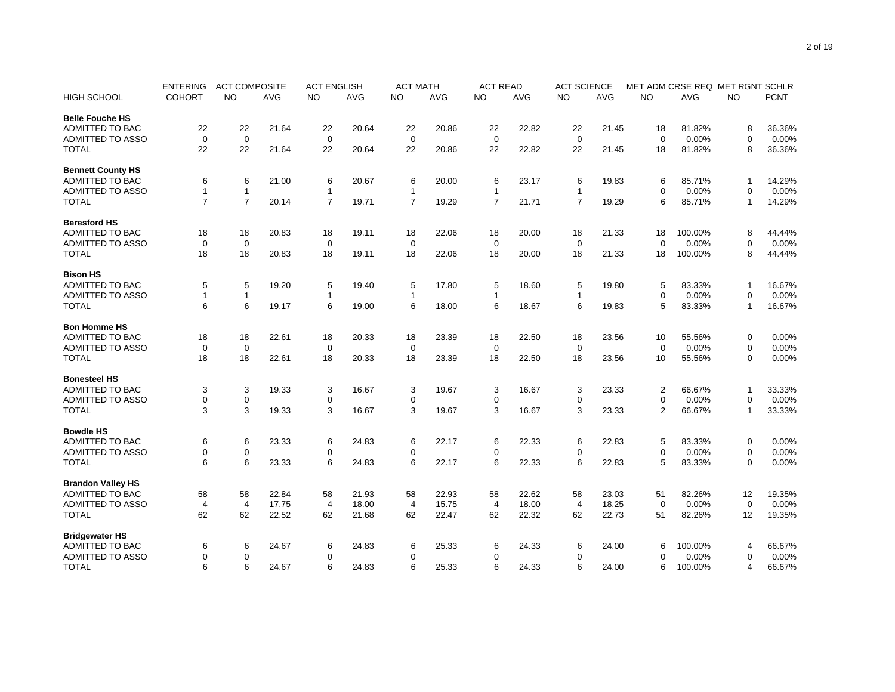| HIGH SCHOOL | ENTERING COHORT | ACT COMPOSITE NO | ACT COMPOSITE AVG | ACT ENGLISH NO | ACT ENGLISH AVG | ACT MATH NO | ACT MATH AVG | ACT READ NO | ACT READ AVG | ACT SCIENCE NO | ACT SCIENCE AVG | MET ADM CRSE REQ NO | MET ADM CRSE REQ AVG | MET RGNT SCHLR NO | MET RGNT SCHLR PCNT |
|---|---|---|---|---|---|---|---|---|---|---|---|---|---|---|---|
| **Belle Fouche HS** | | | | | | | | | | | | | | | |
| ADMITTED TO BAC | 22 | 22 | 21.64 | 22 | 20.64 | 22 | 20.86 | 22 | 22.82 | 22 | 21.45 | 18 | 81.82% | 8 | 36.36% |
| ADMITTED TO ASSO | 0 | 0 | | 0 | | 0 | | 0 | | 0 | | 0 | 0.00% | 0 | 0.00% |
| TOTAL | 22 | 22 | 21.64 | 22 | 20.64 | 22 | 20.86 | 22 | 22.82 | 22 | 21.45 | 18 | 81.82% | 8 | 36.36% |
| **Bennett County HS** | | | | | | | | | | | | | | | |
| ADMITTED TO BAC | 6 | 6 | 21.00 | 6 | 20.67 | 6 | 20.00 | 6 | 23.17 | 6 | 19.83 | 6 | 85.71% | 1 | 14.29% |
| ADMITTED TO ASSO | 1 | 1 | | 1 | | 1 | | 1 | | 1 | | 0 | 0.00% | 0 | 0.00% |
| TOTAL | 7 | 7 | 20.14 | 7 | 19.71 | 7 | 19.29 | 7 | 21.71 | 7 | 19.29 | 6 | 85.71% | 1 | 14.29% |
| **Beresford HS** | | | | | | | | | | | | | | | |
| ADMITTED TO BAC | 18 | 18 | 20.83 | 18 | 19.11 | 18 | 22.06 | 18 | 20.00 | 18 | 21.33 | 18 | 100.00% | 8 | 44.44% |
| ADMITTED TO ASSO | 0 | 0 | | 0 | | 0 | | 0 | | 0 | | 0 | 0.00% | 0 | 0.00% |
| TOTAL | 18 | 18 | 20.83 | 18 | 19.11 | 18 | 22.06 | 18 | 20.00 | 18 | 21.33 | 18 | 100.00% | 8 | 44.44% |
| **Bison HS** | | | | | | | | | | | | | | | |
| ADMITTED TO BAC | 5 | 5 | 19.20 | 5 | 19.40 | 5 | 17.80 | 5 | 18.60 | 5 | 19.80 | 5 | 83.33% | 1 | 16.67% |
| ADMITTED TO ASSO | 1 | 1 | | 1 | | 1 | | 1 | | 1 | | 0 | 0.00% | 0 | 0.00% |
| TOTAL | 6 | 6 | 19.17 | 6 | 19.00 | 6 | 18.00 | 6 | 18.67 | 6 | 19.83 | 5 | 83.33% | 1 | 16.67% |
| **Bon Homme HS** | | | | | | | | | | | | | | | |
| ADMITTED TO BAC | 18 | 18 | 22.61 | 18 | 20.33 | 18 | 23.39 | 18 | 22.50 | 18 | 23.56 | 10 | 55.56% | 0 | 0.00% |
| ADMITTED TO ASSO | 0 | 0 | | 0 | | 0 | | 0 | | 0 | | 0 | 0.00% | 0 | 0.00% |
| TOTAL | 18 | 18 | 22.61 | 18 | 20.33 | 18 | 23.39 | 18 | 22.50 | 18 | 23.56 | 10 | 55.56% | 0 | 0.00% |
| **Bonesteel HS** | | | | | | | | | | | | | | | |
| ADMITTED TO BAC | 3 | 3 | 19.33 | 3 | 16.67 | 3 | 19.67 | 3 | 16.67 | 3 | 23.33 | 2 | 66.67% | 1 | 33.33% |
| ADMITTED TO ASSO | 0 | 0 | | 0 | | 0 | | 0 | | 0 | | 0 | 0.00% | 0 | 0.00% |
| TOTAL | 3 | 3 | 19.33 | 3 | 16.67 | 3 | 19.67 | 3 | 16.67 | 3 | 23.33 | 2 | 66.67% | 1 | 33.33% |
| **Bowdle HS** | | | | | | | | | | | | | | | |
| ADMITTED TO BAC | 6 | 6 | 23.33 | 6 | 24.83 | 6 | 22.17 | 6 | 22.33 | 6 | 22.83 | 5 | 83.33% | 0 | 0.00% |
| ADMITTED TO ASSO | 0 | 0 | | 0 | | 0 | | 0 | | 0 | | 0 | 0.00% | 0 | 0.00% |
| TOTAL | 6 | 6 | 23.33 | 6 | 24.83 | 6 | 22.17 | 6 | 22.33 | 6 | 22.83 | 5 | 83.33% | 0 | 0.00% |
| **Brandon Valley HS** | | | | | | | | | | | | | | | |
| ADMITTED TO BAC | 58 | 58 | 22.84 | 58 | 21.93 | 58 | 22.93 | 58 | 22.62 | 58 | 23.03 | 51 | 82.26% | 12 | 19.35% |
| ADMITTED TO ASSO | 4 | 4 | 17.75 | 4 | 18.00 | 4 | 15.75 | 4 | 18.00 | 4 | 18.25 | 0 | 0.00% | 0 | 0.00% |
| TOTAL | 62 | 62 | 22.52 | 62 | 21.68 | 62 | 22.47 | 62 | 22.32 | 62 | 22.73 | 51 | 82.26% | 12 | 19.35% |
| **Bridgewater HS** | | | | | | | | | | | | | | | |
| ADMITTED TO BAC | 6 | 6 | 24.67 | 6 | 24.83 | 6 | 25.33 | 6 | 24.33 | 6 | 24.00 | 6 | 100.00% | 4 | 66.67% |
| ADMITTED TO ASSO | 0 | 0 | | 0 | | 0 | | 0 | | 0 | | 0 | 0.00% | 0 | 0.00% |
| TOTAL | 6 | 6 | 24.67 | 6 | 24.83 | 6 | 25.33 | 6 | 24.33 | 6 | 24.00 | 6 | 100.00% | 4 | 66.67% |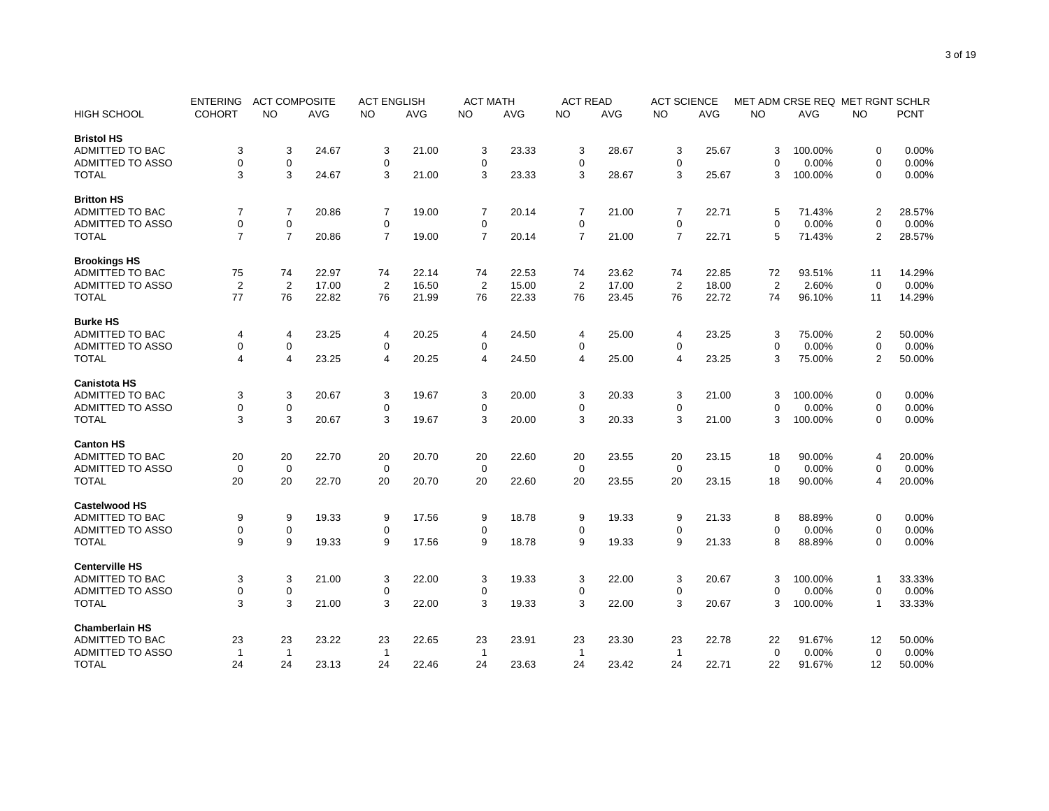| HIGH SCHOOL | ENTERING COHORT | ACT COMPOSITE NO | ACT COMPOSITE AVG | ACT ENGLISH NO | ACT ENGLISH AVG | ACT MATH NO | ACT MATH AVG | ACT READ NO | ACT READ AVG | ACT SCIENCE NO | ACT SCIENCE AVG | MET ADM CRSE REQ NO | MET ADM CRSE REQ AVG | MET RGNT SCHLR NO | MET RGNT SCHLR PCNT |
|---|---|---|---|---|---|---|---|---|---|---|---|---|---|---|---|
| **Bristol HS** | | | | | | | | | | | | | | | |
| ADMITTED TO BAC | 3 | 3 | 24.67 | 3 | 21.00 | 3 | 23.33 | 3 | 28.67 | 3 | 25.67 | 3 | 100.00% | 0 | 0.00% |
| ADMITTED TO ASSO | 0 | 0 | | 0 | | 0 | | 0 | | 0 | | 0 | 0.00% | 0 | 0.00% |
| TOTAL | 3 | 3 | 24.67 | 3 | 21.00 | 3 | 23.33 | 3 | 28.67 | 3 | 25.67 | 3 | 100.00% | 0 | 0.00% |
| **Britton HS** | | | | | | | | | | | | | | | |
| ADMITTED TO BAC | 7 | 7 | 20.86 | 7 | 19.00 | 7 | 20.14 | 7 | 21.00 | 7 | 22.71 | 5 | 71.43% | 2 | 28.57% |
| ADMITTED TO ASSO | 0 | 0 | | 0 | | 0 | | 0 | | 0 | | 0 | 0.00% | 0 | 0.00% |
| TOTAL | 7 | 7 | 20.86 | 7 | 19.00 | 7 | 20.14 | 7 | 21.00 | 7 | 22.71 | 5 | 71.43% | 2 | 28.57% |
| **Brookings HS** | | | | | | | | | | | | | | | |
| ADMITTED TO BAC | 75 | 74 | 22.97 | 74 | 22.14 | 74 | 22.53 | 74 | 23.62 | 74 | 22.85 | 72 | 93.51% | 11 | 14.29% |
| ADMITTED TO ASSO | 2 | 2 | 17.00 | 2 | 16.50 | 2 | 15.00 | 2 | 17.00 | 2 | 18.00 | 2 | 2.60% | 0 | 0.00% |
| TOTAL | 77 | 76 | 22.82 | 76 | 21.99 | 76 | 22.33 | 76 | 23.45 | 76 | 22.72 | 74 | 96.10% | 11 | 14.29% |
| **Burke HS** | | | | | | | | | | | | | | | |
| ADMITTED TO BAC | 4 | 4 | 23.25 | 4 | 20.25 | 4 | 24.50 | 4 | 25.00 | 4 | 23.25 | 3 | 75.00% | 2 | 50.00% |
| ADMITTED TO ASSO | 0 | 0 | | 0 | | 0 | | 0 | | 0 | | 0 | 0.00% | 0 | 0.00% |
| TOTAL | 4 | 4 | 23.25 | 4 | 20.25 | 4 | 24.50 | 4 | 25.00 | 4 | 23.25 | 3 | 75.00% | 2 | 50.00% |
| **Canistota HS** | | | | | | | | | | | | | | | |
| ADMITTED TO BAC | 3 | 3 | 20.67 | 3 | 19.67 | 3 | 20.00 | 3 | 20.33 | 3 | 21.00 | 3 | 100.00% | 0 | 0.00% |
| ADMITTED TO ASSO | 0 | 0 | | 0 | | 0 | | 0 | | 0 | | 0 | 0.00% | 0 | 0.00% |
| TOTAL | 3 | 3 | 20.67 | 3 | 19.67 | 3 | 20.00 | 3 | 20.33 | 3 | 21.00 | 3 | 100.00% | 0 | 0.00% |
| **Canton HS** | | | | | | | | | | | | | | | |
| ADMITTED TO BAC | 20 | 20 | 22.70 | 20 | 20.70 | 20 | 22.60 | 20 | 23.55 | 20 | 23.15 | 18 | 90.00% | 4 | 20.00% |
| ADMITTED TO ASSO | 0 | 0 | | 0 | | 0 | | 0 | | 0 | | 0 | 0.00% | 0 | 0.00% |
| TOTAL | 20 | 20 | 22.70 | 20 | 20.70 | 20 | 22.60 | 20 | 23.55 | 20 | 23.15 | 18 | 90.00% | 4 | 20.00% |
| **Castelwood HS** | | | | | | | | | | | | | | | |
| ADMITTED TO BAC | 9 | 9 | 19.33 | 9 | 17.56 | 9 | 18.78 | 9 | 19.33 | 9 | 21.33 | 8 | 88.89% | 0 | 0.00% |
| ADMITTED TO ASSO | 0 | 0 | | 0 | | 0 | | 0 | | 0 | | 0 | 0.00% | 0 | 0.00% |
| TOTAL | 9 | 9 | 19.33 | 9 | 17.56 | 9 | 18.78 | 9 | 19.33 | 9 | 21.33 | 8 | 88.89% | 0 | 0.00% |
| **Centerville HS** | | | | | | | | | | | | | | | |
| ADMITTED TO BAC | 3 | 3 | 21.00 | 3 | 22.00 | 3 | 19.33 | 3 | 22.00 | 3 | 20.67 | 3 | 100.00% | 1 | 33.33% |
| ADMITTED TO ASSO | 0 | 0 | | 0 | | 0 | | 0 | | 0 | | 0 | 0.00% | 0 | 0.00% |
| TOTAL | 3 | 3 | 21.00 | 3 | 22.00 | 3 | 19.33 | 3 | 22.00 | 3 | 20.67 | 3 | 100.00% | 1 | 33.33% |
| **Chamberlain HS** | | | | | | | | | | | | | | | |
| ADMITTED TO BAC | 23 | 23 | 23.22 | 23 | 22.65 | 23 | 23.91 | 23 | 23.30 | 23 | 22.78 | 22 | 91.67% | 12 | 50.00% |
| ADMITTED TO ASSO | 1 | 1 | | 1 | | 1 | | 1 | | 1 | | 0 | 0.00% | 0 | 0.00% |
| TOTAL | 24 | 24 | 23.13 | 24 | 22.46 | 24 | 23.63 | 24 | 23.42 | 24 | 22.71 | 22 | 91.67% | 12 | 50.00% |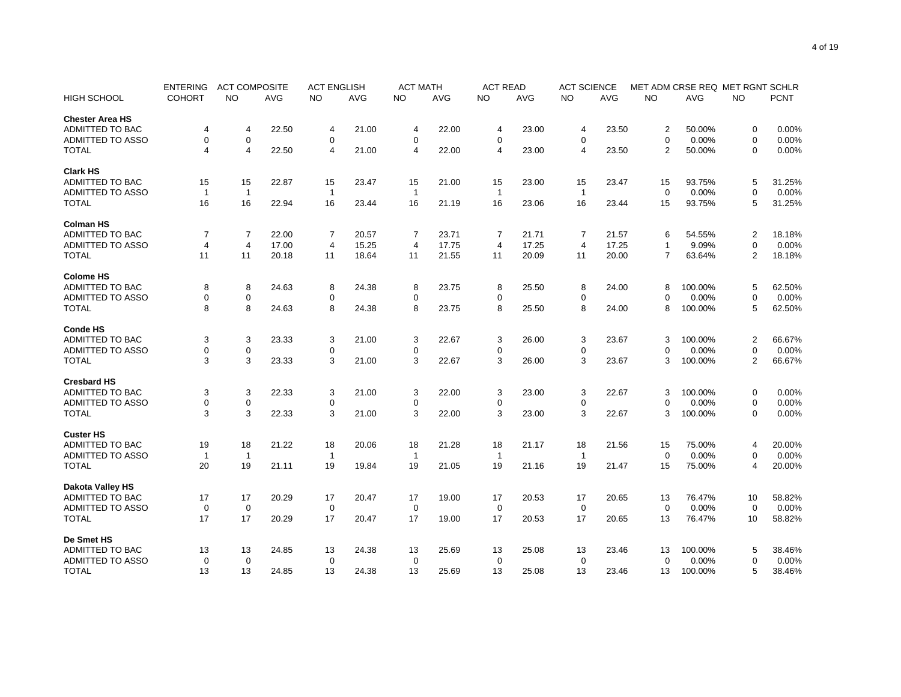| HIGH SCHOOL | ENTERING COHORT | ACT COMPOSITE NO | ACT COMPOSITE AVG | ACT ENGLISH NO | ACT ENGLISH AVG | ACT MATH NO | ACT MATH AVG | ACT READ NO | ACT READ AVG | ACT SCIENCE NO | ACT SCIENCE AVG | MET ADM CRSE REQ NO | MET ADM CRSE REQ AVG | MET RGNT SCHLR NO | MET RGNT SCHLR PCNT |
|---|---|---|---|---|---|---|---|---|---|---|---|---|---|---|---|
| **Chester Area HS** | | | | | | | | | | | | | | | |
| ADMITTED TO BAC | 4 | 4 | 22.50 | 4 | 21.00 | 4 | 22.00 | 4 | 23.00 | 4 | 23.50 | 2 | 50.00% | 0 | 0.00% |
| ADMITTED TO ASSO | 0 | 0 | | 0 | | 0 | | 0 | | 0 | | 0 | 0.00% | 0 | 0.00% |
| TOTAL | 4 | 4 | 22.50 | 4 | 21.00 | 4 | 22.00 | 4 | 23.00 | 4 | 23.50 | 2 | 50.00% | 0 | 0.00% |
| **Clark HS** | | | | | | | | | | | | | | | |
| ADMITTED TO BAC | 15 | 15 | 22.87 | 15 | 23.47 | 15 | 21.00 | 15 | 23.00 | 15 | 23.47 | 15 | 93.75% | 5 | 31.25% |
| ADMITTED TO ASSO | 1 | 1 | | 1 | | 1 | | 1 | | 1 | | 0 | 0.00% | 0 | 0.00% |
| TOTAL | 16 | 16 | 22.94 | 16 | 23.44 | 16 | 21.19 | 16 | 23.06 | 16 | 23.44 | 15 | 93.75% | 5 | 31.25% |
| **Colman HS** | | | | | | | | | | | | | | | |
| ADMITTED TO BAC | 7 | 7 | 22.00 | 7 | 20.57 | 7 | 23.71 | 7 | 21.71 | 7 | 21.57 | 6 | 54.55% | 2 | 18.18% |
| ADMITTED TO ASSO | 4 | 4 | 17.00 | 4 | 15.25 | 4 | 17.75 | 4 | 17.25 | 4 | 17.25 | 1 | 9.09% | 0 | 0.00% |
| TOTAL | 11 | 11 | 20.18 | 11 | 18.64 | 11 | 21.55 | 11 | 20.09 | 11 | 20.00 | 7 | 63.64% | 2 | 18.18% |
| **Colome HS** | | | | | | | | | | | | | | | |
| ADMITTED TO BAC | 8 | 8 | 24.63 | 8 | 24.38 | 8 | 23.75 | 8 | 25.50 | 8 | 24.00 | 8 | 100.00% | 5 | 62.50% |
| ADMITTED TO ASSO | 0 | 0 | | 0 | | 0 | | 0 | | 0 | | 0 | 0.00% | 0 | 0.00% |
| TOTAL | 8 | 8 | 24.63 | 8 | 24.38 | 8 | 23.75 | 8 | 25.50 | 8 | 24.00 | 8 | 100.00% | 5 | 62.50% |
| **Conde HS** | | | | | | | | | | | | | | | |
| ADMITTED TO BAC | 3 | 3 | 23.33 | 3 | 21.00 | 3 | 22.67 | 3 | 26.00 | 3 | 23.67 | 3 | 100.00% | 2 | 66.67% |
| ADMITTED TO ASSO | 0 | 0 | | 0 | | 0 | | 0 | | 0 | | 0 | 0.00% | 0 | 0.00% |
| TOTAL | 3 | 3 | 23.33 | 3 | 21.00 | 3 | 22.67 | 3 | 26.00 | 3 | 23.67 | 3 | 100.00% | 2 | 66.67% |
| **Cresbard HS** | | | | | | | | | | | | | | | |
| ADMITTED TO BAC | 3 | 3 | 22.33 | 3 | 21.00 | 3 | 22.00 | 3 | 23.00 | 3 | 22.67 | 3 | 100.00% | 0 | 0.00% |
| ADMITTED TO ASSO | 0 | 0 | | 0 | | 0 | | 0 | | 0 | | 0 | 0.00% | 0 | 0.00% |
| TOTAL | 3 | 3 | 22.33 | 3 | 21.00 | 3 | 22.00 | 3 | 23.00 | 3 | 22.67 | 3 | 100.00% | 0 | 0.00% |
| **Custer HS** | | | | | | | | | | | | | | | |
| ADMITTED TO BAC | 19 | 18 | 21.22 | 18 | 20.06 | 18 | 21.28 | 18 | 21.17 | 18 | 21.56 | 15 | 75.00% | 4 | 20.00% |
| ADMITTED TO ASSO | 1 | 1 | | 1 | | 1 | | 1 | | 1 | | 0 | 0.00% | 0 | 0.00% |
| TOTAL | 20 | 19 | 21.11 | 19 | 19.84 | 19 | 21.05 | 19 | 21.16 | 19 | 21.47 | 15 | 75.00% | 4 | 20.00% |
| **Dakota Valley HS** | | | | | | | | | | | | | | | |
| ADMITTED TO BAC | 17 | 17 | 20.29 | 17 | 20.47 | 17 | 19.00 | 17 | 20.53 | 17 | 20.65 | 13 | 76.47% | 10 | 58.82% |
| ADMITTED TO ASSO | 0 | 0 | | 0 | | 0 | | 0 | | 0 | | 0 | 0.00% | 0 | 0.00% |
| TOTAL | 17 | 17 | 20.29 | 17 | 20.47 | 17 | 19.00 | 17 | 20.53 | 17 | 20.65 | 13 | 76.47% | 10 | 58.82% |
| **De Smet HS** | | | | | | | | | | | | | | | |
| ADMITTED TO BAC | 13 | 13 | 24.85 | 13 | 24.38 | 13 | 25.69 | 13 | 25.08 | 13 | 23.46 | 13 | 100.00% | 5 | 38.46% |
| ADMITTED TO ASSO | 0 | 0 | | 0 | | 0 | | 0 | | 0 | | 0 | 0.00% | 0 | 0.00% |
| TOTAL | 13 | 13 | 24.85 | 13 | 24.38 | 13 | 25.69 | 13 | 25.08 | 13 | 23.46 | 13 | 100.00% | 5 | 38.46% |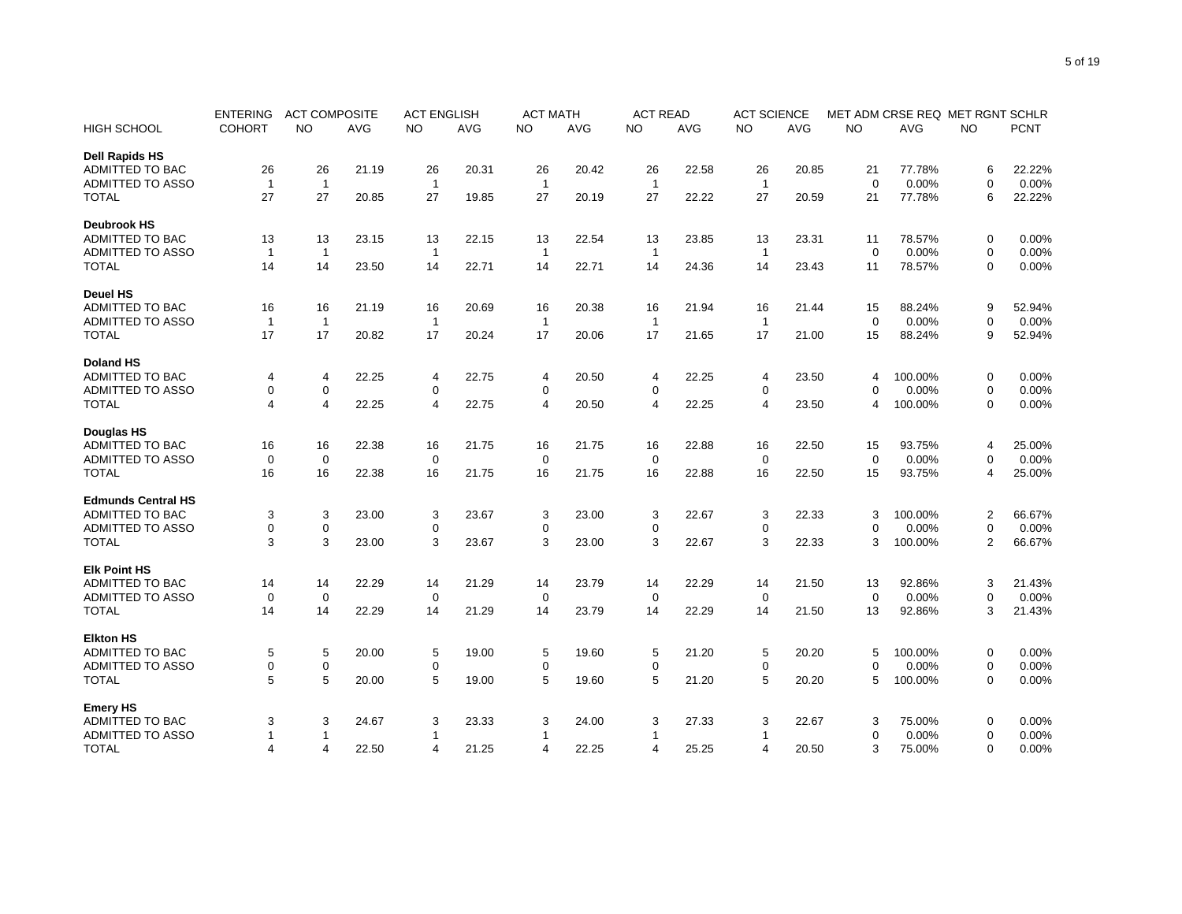| HIGH SCHOOL | ENTERING COHORT | ACT COMPOSITE NO | ACT COMPOSITE AVG | ACT ENGLISH NO | ACT ENGLISH AVG | ACT MATH NO | ACT MATH AVG | ACT READ NO | ACT READ AVG | ACT SCIENCE NO | ACT SCIENCE AVG | MET ADM CRSE REQ NO | MET ADM CRSE REQ AVG | MET RGNT SCHLR NO | MET RGNT SCHLR PCNT |
|---|---|---|---|---|---|---|---|---|---|---|---|---|---|---|---|
| **Dell Rapids HS** | | | | | | | | | | | | | | | |
| ADMITTED TO BAC | 26 | 26 | 21.19 | 26 | 20.31 | 26 | 20.42 | 26 | 22.58 | 26 | 20.85 | 21 | 77.78% | 6 | 22.22% |
| ADMITTED TO ASSO | 1 | 1 | | 1 | | 1 | | 1 | | 1 | | 0 | 0.00% | 0 | 0.00% |
| TOTAL | 27 | 27 | 20.85 | 27 | 19.85 | 27 | 20.19 | 27 | 22.22 | 27 | 20.59 | 21 | 77.78% | 6 | 22.22% |
| **Deubrook HS** | | | | | | | | | | | | | | | |
| ADMITTED TO BAC | 13 | 13 | 23.15 | 13 | 22.15 | 13 | 22.54 | 13 | 23.85 | 13 | 23.31 | 11 | 78.57% | 0 | 0.00% |
| ADMITTED TO ASSO | 1 | 1 | | 1 | | 1 | | 1 | | 1 | | 0 | 0.00% | 0 | 0.00% |
| TOTAL | 14 | 14 | 23.50 | 14 | 22.71 | 14 | 22.71 | 14 | 24.36 | 14 | 23.43 | 11 | 78.57% | 0 | 0.00% |
| **Deuel HS** | | | | | | | | | | | | | | | |
| ADMITTED TO BAC | 16 | 16 | 21.19 | 16 | 20.69 | 16 | 20.38 | 16 | 21.94 | 16 | 21.44 | 15 | 88.24% | 9 | 52.94% |
| ADMITTED TO ASSO | 1 | 1 | | 1 | | 1 | | 1 | | 1 | | 0 | 0.00% | 0 | 0.00% |
| TOTAL | 17 | 17 | 20.82 | 17 | 20.24 | 17 | 20.06 | 17 | 21.65 | 17 | 21.00 | 15 | 88.24% | 9 | 52.94% |
| **Doland HS** | | | | | | | | | | | | | | | |
| ADMITTED TO BAC | 4 | 4 | 22.25 | 4 | 22.75 | 4 | 20.50 | 4 | 22.25 | 4 | 23.50 | 4 | 100.00% | 0 | 0.00% |
| ADMITTED TO ASSO | 0 | 0 | | 0 | | 0 | | 0 | | 0 | | 0 | 0.00% | 0 | 0.00% |
| TOTAL | 4 | 4 | 22.25 | 4 | 22.75 | 4 | 20.50 | 4 | 22.25 | 4 | 23.50 | 4 | 100.00% | 0 | 0.00% |
| **Douglas HS** | | | | | | | | | | | | | | | |
| ADMITTED TO BAC | 16 | 16 | 22.38 | 16 | 21.75 | 16 | 21.75 | 16 | 22.88 | 16 | 22.50 | 15 | 93.75% | 4 | 25.00% |
| ADMITTED TO ASSO | 0 | 0 | | 0 | | 0 | | 0 | | 0 | | 0 | 0.00% | 0 | 0.00% |
| TOTAL | 16 | 16 | 22.38 | 16 | 21.75 | 16 | 21.75 | 16 | 22.88 | 16 | 22.50 | 15 | 93.75% | 4 | 25.00% |
| **Edmunds Central HS** | | | | | | | | | | | | | | | |
| ADMITTED TO BAC | 3 | 3 | 23.00 | 3 | 23.67 | 3 | 23.00 | 3 | 22.67 | 3 | 22.33 | 3 | 100.00% | 2 | 66.67% |
| ADMITTED TO ASSO | 0 | 0 | | 0 | | 0 | | 0 | | 0 | | 0 | 0.00% | 0 | 0.00% |
| TOTAL | 3 | 3 | 23.00 | 3 | 23.67 | 3 | 23.00 | 3 | 22.67 | 3 | 22.33 | 3 | 100.00% | 2 | 66.67% |
| **Elk Point HS** | | | | | | | | | | | | | | | |
| ADMITTED TO BAC | 14 | 14 | 22.29 | 14 | 21.29 | 14 | 23.79 | 14 | 22.29 | 14 | 21.50 | 13 | 92.86% | 3 | 21.43% |
| ADMITTED TO ASSO | 0 | 0 | | 0 | | 0 | | 0 | | 0 | | 0 | 0.00% | 0 | 0.00% |
| TOTAL | 14 | 14 | 22.29 | 14 | 21.29 | 14 | 23.79 | 14 | 22.29 | 14 | 21.50 | 13 | 92.86% | 3 | 21.43% |
| **Elkton HS** | | | | | | | | | | | | | | | |
| ADMITTED TO BAC | 5 | 5 | 20.00 | 5 | 19.00 | 5 | 19.60 | 5 | 21.20 | 5 | 20.20 | 5 | 100.00% | 0 | 0.00% |
| ADMITTED TO ASSO | 0 | 0 | | 0 | | 0 | | 0 | | 0 | | 0 | 0.00% | 0 | 0.00% |
| TOTAL | 5 | 5 | 20.00 | 5 | 19.00 | 5 | 19.60 | 5 | 21.20 | 5 | 20.20 | 5 | 100.00% | 0 | 0.00% |
| **Emery HS** | | | | | | | | | | | | | | | |
| ADMITTED TO BAC | 3 | 3 | 24.67 | 3 | 23.33 | 3 | 24.00 | 3 | 27.33 | 3 | 22.67 | 3 | 75.00% | 0 | 0.00% |
| ADMITTED TO ASSO | 1 | 1 | | 1 | | 1 | | 1 | | 1 | | 0 | 0.00% | 0 | 0.00% |
| TOTAL | 4 | 4 | 22.50 | 4 | 21.25 | 4 | 22.25 | 4 | 25.25 | 4 | 20.50 | 3 | 75.00% | 0 | 0.00% |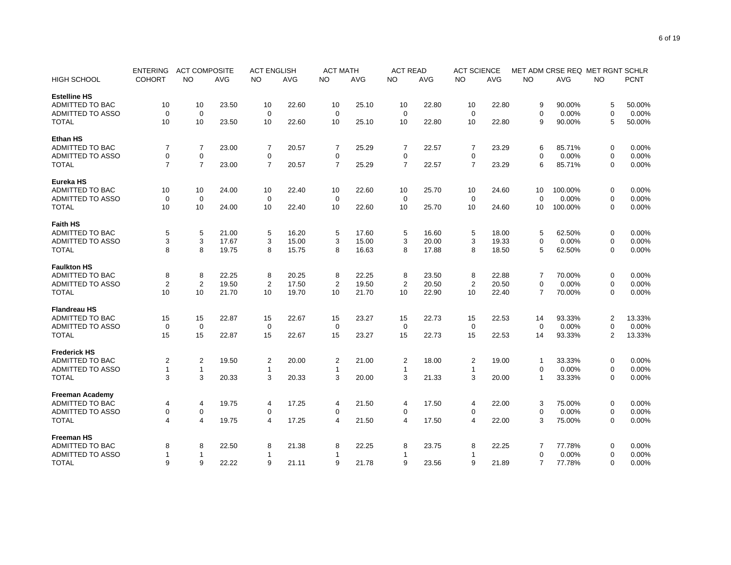| HIGH SCHOOL | ENTERING COHORT | ACT COMPOSITE NO | ACT COMPOSITE AVG | ACT ENGLISH NO | ACT ENGLISH AVG | ACT MATH NO | ACT MATH AVG | ACT READ NO | ACT READ AVG | ACT SCIENCE NO | ACT SCIENCE AVG | MET ADM CRSE REQ NO | MET ADM CRSE REQ AVG | MET RGNT SCHLR NO | MET RGNT SCHLR PCNT |
|---|---|---|---|---|---|---|---|---|---|---|---|---|---|---|---|
| **Estelline HS** | | | | | | | | | | | | | | | |
| ADMITTED TO BAC | 10 | 10 | 23.50 | 10 | 22.60 | 10 | 25.10 | 10 | 22.80 | 10 | 22.80 | 9 | 90.00% | 5 | 50.00% |
| ADMITTED TO ASSO | 0 | 0 | | 0 | | 0 | | 0 | | 0 | | 0 | 0.00% | 0 | 0.00% |
| TOTAL | 10 | 10 | 23.50 | 10 | 22.60 | 10 | 25.10 | 10 | 22.80 | 10 | 22.80 | 9 | 90.00% | 5 | 50.00% |
| **Ethan HS** | | | | | | | | | | | | | | | |
| ADMITTED TO BAC | 7 | 7 | 23.00 | 7 | 20.57 | 7 | 25.29 | 7 | 22.57 | 7 | 23.29 | 6 | 85.71% | 0 | 0.00% |
| ADMITTED TO ASSO | 0 | 0 | | 0 | | 0 | | 0 | | 0 | | 0 | 0.00% | 0 | 0.00% |
| TOTAL | 7 | 7 | 23.00 | 7 | 20.57 | 7 | 25.29 | 7 | 22.57 | 7 | 23.29 | 6 | 85.71% | 0 | 0.00% |
| **Eureka HS** | | | | | | | | | | | | | | | |
| ADMITTED TO BAC | 10 | 10 | 24.00 | 10 | 22.40 | 10 | 22.60 | 10 | 25.70 | 10 | 24.60 | 10 | 100.00% | 0 | 0.00% |
| ADMITTED TO ASSO | 0 | 0 | | 0 | | 0 | | 0 | | 0 | | 0 | 0.00% | 0 | 0.00% |
| TOTAL | 10 | 10 | 24.00 | 10 | 22.40 | 10 | 22.60 | 10 | 25.70 | 10 | 24.60 | 10 | 100.00% | 0 | 0.00% |
| **Faith HS** | | | | | | | | | | | | | | | |
| ADMITTED TO BAC | 5 | 5 | 21.00 | 5 | 16.20 | 5 | 17.60 | 5 | 16.60 | 5 | 18.00 | 5 | 62.50% | 0 | 0.00% |
| ADMITTED TO ASSO | 3 | 3 | 17.67 | 3 | 15.00 | 3 | 15.00 | 3 | 20.00 | 3 | 19.33 | 0 | 0.00% | 0 | 0.00% |
| TOTAL | 8 | 8 | 19.75 | 8 | 15.75 | 8 | 16.63 | 8 | 17.88 | 8 | 18.50 | 5 | 62.50% | 0 | 0.00% |
| **Faulkton HS** | | | | | | | | | | | | | | | |
| ADMITTED TO BAC | 8 | 8 | 22.25 | 8 | 20.25 | 8 | 22.25 | 8 | 23.50 | 8 | 22.88 | 7 | 70.00% | 0 | 0.00% |
| ADMITTED TO ASSO | 2 | 2 | 19.50 | 2 | 17.50 | 2 | 19.50 | 2 | 20.50 | 2 | 20.50 | 0 | 0.00% | 0 | 0.00% |
| TOTAL | 10 | 10 | 21.70 | 10 | 19.70 | 10 | 21.70 | 10 | 22.90 | 10 | 22.40 | 7 | 70.00% | 0 | 0.00% |
| **Flandreau HS** | | | | | | | | | | | | | | | |
| ADMITTED TO BAC | 15 | 15 | 22.87 | 15 | 22.67 | 15 | 23.27 | 15 | 22.73 | 15 | 22.53 | 14 | 93.33% | 2 | 13.33% |
| ADMITTED TO ASSO | 0 | 0 | | 0 | | 0 | | 0 | | 0 | | 0 | 0.00% | 0 | 0.00% |
| TOTAL | 15 | 15 | 22.87 | 15 | 22.67 | 15 | 23.27 | 15 | 22.73 | 15 | 22.53 | 14 | 93.33% | 2 | 13.33% |
| **Frederick HS** | | | | | | | | | | | | | | | |
| ADMITTED TO BAC | 2 | 2 | 19.50 | 2 | 20.00 | 2 | 21.00 | 2 | 18.00 | 2 | 19.00 | 1 | 33.33% | 0 | 0.00% |
| ADMITTED TO ASSO | 1 | 1 | | 1 | | 1 | | 1 | | 1 | | 0 | 0.00% | 0 | 0.00% |
| TOTAL | 3 | 3 | 20.33 | 3 | 20.33 | 3 | 20.00 | 3 | 21.33 | 3 | 20.00 | 1 | 33.33% | 0 | 0.00% |
| **Freeman Academy** | | | | | | | | | | | | | | | |
| ADMITTED TO BAC | 4 | 4 | 19.75 | 4 | 17.25 | 4 | 21.50 | 4 | 17.50 | 4 | 22.00 | 3 | 75.00% | 0 | 0.00% |
| ADMITTED TO ASSO | 0 | 0 | | 0 | | 0 | | 0 | | 0 | | 0 | 0.00% | 0 | 0.00% |
| TOTAL | 4 | 4 | 19.75 | 4 | 17.25 | 4 | 21.50 | 4 | 17.50 | 4 | 22.00 | 3 | 75.00% | 0 | 0.00% |
| **Freeman HS** | | | | | | | | | | | | | | | |
| ADMITTED TO BAC | 8 | 8 | 22.50 | 8 | 21.38 | 8 | 22.25 | 8 | 23.75 | 8 | 22.25 | 7 | 77.78% | 0 | 0.00% |
| ADMITTED TO ASSO | 1 | 1 | | 1 | | 1 | | 1 | | 1 | | 0 | 0.00% | 0 | 0.00% |
| TOTAL | 9 | 9 | 22.22 | 9 | 21.11 | 9 | 21.78 | 9 | 23.56 | 9 | 21.89 | 7 | 77.78% | 0 | 0.00% |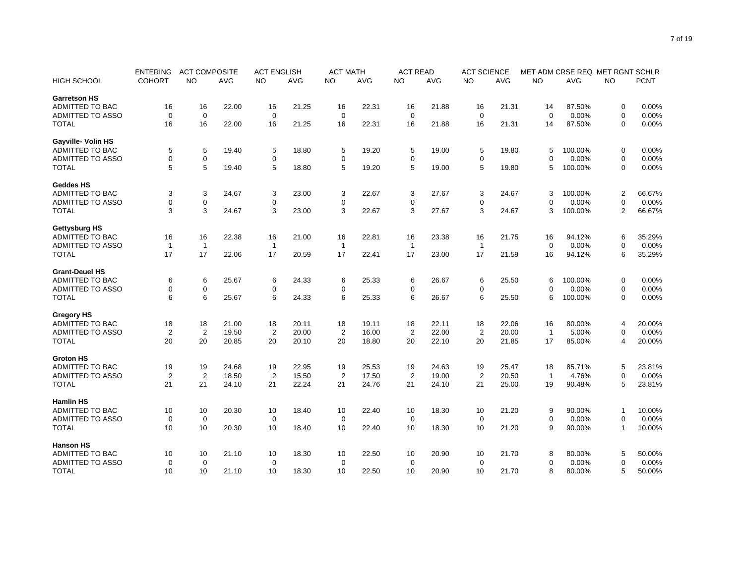| HIGH SCHOOL | ENTERING COHORT | ACT COMPOSITE NO | ACT COMPOSITE AVG | ACT ENGLISH NO | ACT ENGLISH AVG | ACT MATH NO | ACT MATH AVG | ACT READ NO | ACT READ AVG | ACT SCIENCE NO | ACT SCIENCE AVG | MET ADM CRSE REQ NO | MET ADM CRSE REQ AVG | MET RGNT SCHLR NO | MET RGNT SCHLR PCNT |
|---|---|---|---|---|---|---|---|---|---|---|---|---|---|---|---|
| **Garretson HS** | | | | | | | | | | | | | | | |
| ADMITTED TO BAC | 16 | 16 | 22.00 | 16 | 21.25 | 16 | 22.31 | 16 | 21.88 | 16 | 21.31 | 14 | 87.50% | 0 | 0.00% |
| ADMITTED TO ASSO | 0 | 0 | | 0 | | 0 | | 0 | | 0 | | 0 | 0.00% | 0 | 0.00% |
| TOTAL | 16 | 16 | 22.00 | 16 | 21.25 | 16 | 22.31 | 16 | 21.88 | 16 | 21.31 | 14 | 87.50% | 0 | 0.00% |
| **Gayville- Volin HS** | | | | | | | | | | | | | | | |
| ADMITTED TO BAC | 5 | 5 | 19.40 | 5 | 18.80 | 5 | 19.20 | 5 | 19.00 | 5 | 19.80 | 5 | 100.00% | 0 | 0.00% |
| ADMITTED TO ASSO | 0 | 0 | | 0 | | 0 | | 0 | | 0 | | 0 | 0.00% | 0 | 0.00% |
| TOTAL | 5 | 5 | 19.40 | 5 | 18.80 | 5 | 19.20 | 5 | 19.00 | 5 | 19.80 | 5 | 100.00% | 0 | 0.00% |
| **Geddes HS** | | | | | | | | | | | | | | | |
| ADMITTED TO BAC | 3 | 3 | 24.67 | 3 | 23.00 | 3 | 22.67 | 3 | 27.67 | 3 | 24.67 | 3 | 100.00% | 2 | 66.67% |
| ADMITTED TO ASSO | 0 | 0 | | 0 | | 0 | | 0 | | 0 | | 0 | 0.00% | 0 | 0.00% |
| TOTAL | 3 | 3 | 24.67 | 3 | 23.00 | 3 | 22.67 | 3 | 27.67 | 3 | 24.67 | 3 | 100.00% | 2 | 66.67% |
| **Gettysburg HS** | | | | | | | | | | | | | | | |
| ADMITTED TO BAC | 16 | 16 | 22.38 | 16 | 21.00 | 16 | 22.81 | 16 | 23.38 | 16 | 21.75 | 16 | 94.12% | 6 | 35.29% |
| ADMITTED TO ASSO | 1 | 1 | | 1 | | 1 | | 1 | | 1 | | 0 | 0.00% | 0 | 0.00% |
| TOTAL | 17 | 17 | 22.06 | 17 | 20.59 | 17 | 22.41 | 17 | 23.00 | 17 | 21.59 | 16 | 94.12% | 6 | 35.29% |
| **Grant-Deuel HS** | | | | | | | | | | | | | | | |
| ADMITTED TO BAC | 6 | 6 | 25.67 | 6 | 24.33 | 6 | 25.33 | 6 | 26.67 | 6 | 25.50 | 6 | 100.00% | 0 | 0.00% |
| ADMITTED TO ASSO | 0 | 0 | | 0 | | 0 | | 0 | | 0 | | 0 | 0.00% | 0 | 0.00% |
| TOTAL | 6 | 6 | 25.67 | 6 | 24.33 | 6 | 25.33 | 6 | 26.67 | 6 | 25.50 | 6 | 100.00% | 0 | 0.00% |
| **Gregory HS** | | | | | | | | | | | | | | | |
| ADMITTED TO BAC | 18 | 18 | 21.00 | 18 | 20.11 | 18 | 19.11 | 18 | 22.11 | 18 | 22.06 | 16 | 80.00% | 4 | 20.00% |
| ADMITTED TO ASSO | 2 | 2 | 19.50 | 2 | 20.00 | 2 | 16.00 | 2 | 22.00 | 2 | 20.00 | 1 | 5.00% | 0 | 0.00% |
| TOTAL | 20 | 20 | 20.85 | 20 | 20.10 | 20 | 18.80 | 20 | 22.10 | 20 | 21.85 | 17 | 85.00% | 4 | 20.00% |
| **Groton HS** | | | | | | | | | | | | | | | |
| ADMITTED TO BAC | 19 | 19 | 24.68 | 19 | 22.95 | 19 | 25.53 | 19 | 24.63 | 19 | 25.47 | 18 | 85.71% | 5 | 23.81% |
| ADMITTED TO ASSO | 2 | 2 | 18.50 | 2 | 15.50 | 2 | 17.50 | 2 | 19.00 | 2 | 20.50 | 1 | 4.76% | 0 | 0.00% |
| TOTAL | 21 | 21 | 24.10 | 21 | 22.24 | 21 | 24.76 | 21 | 24.10 | 21 | 25.00 | 19 | 90.48% | 5 | 23.81% |
| **Hamlin HS** | | | | | | | | | | | | | | | |
| ADMITTED TO BAC | 10 | 10 | 20.30 | 10 | 18.40 | 10 | 22.40 | 10 | 18.30 | 10 | 21.20 | 9 | 90.00% | 1 | 10.00% |
| ADMITTED TO ASSO | 0 | 0 | | 0 | | 0 | | 0 | | 0 | | 0 | 0.00% | 0 | 0.00% |
| TOTAL | 10 | 10 | 20.30 | 10 | 18.40 | 10 | 22.40 | 10 | 18.30 | 10 | 21.20 | 9 | 90.00% | 1 | 10.00% |
| **Hanson HS** | | | | | | | | | | | | | | | |
| ADMITTED TO BAC | 10 | 10 | 21.10 | 10 | 18.30 | 10 | 22.50 | 10 | 20.90 | 10 | 21.70 | 8 | 80.00% | 5 | 50.00% |
| ADMITTED TO ASSO | 0 | 0 | | 0 | | 0 | | 0 | | 0 | | 0 | 0.00% | 0 | 0.00% |
| TOTAL | 10 | 10 | 21.10 | 10 | 18.30 | 10 | 22.50 | 10 | 20.90 | 10 | 21.70 | 8 | 80.00% | 5 | 50.00% |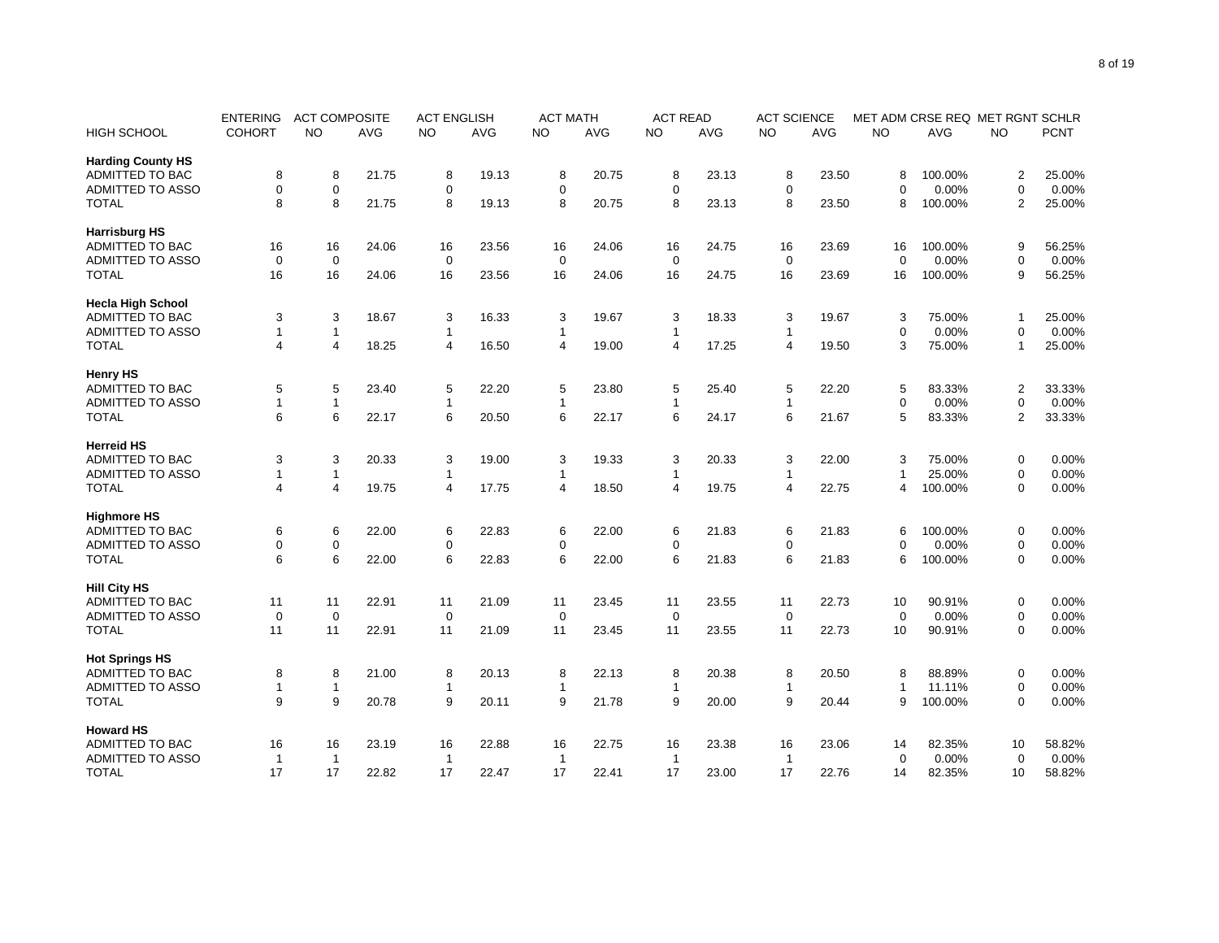| HIGH SCHOOL | ENTERING COHORT | ACT COMPOSITE NO | ACT COMPOSITE AVG | ACT ENGLISH NO | ACT ENGLISH AVG | ACT MATH NO | ACT MATH AVG | ACT READ NO | ACT READ AVG | ACT SCIENCE NO | ACT SCIENCE AVG | MET ADM CRSE REQ NO | MET ADM CRSE REQ AVG | MET RGNT SCHLR NO | MET RGNT SCHLR PCNT |
|---|---|---|---|---|---|---|---|---|---|---|---|---|---|---|---|
| **Harding County HS** | | | | | | | | | | | | | | | |
| ADMITTED TO BAC | 8 | 8 | 21.75 | 8 | 19.13 | 8 | 20.75 | 8 | 23.13 | 8 | 23.50 | 8 | 100.00% | 2 | 25.00% |
| ADMITTED TO ASSO | 0 | 0 | | 0 | | 0 | | 0 | | 0 | | 0 | 0.00% | 0 | 0.00% |
| TOTAL | 8 | 8 | 21.75 | 8 | 19.13 | 8 | 20.75 | 8 | 23.13 | 8 | 23.50 | 8 | 100.00% | 2 | 25.00% |
| **Harrisburg HS** | | | | | | | | | | | | | | | |
| ADMITTED TO BAC | 16 | 16 | 24.06 | 16 | 23.56 | 16 | 24.06 | 16 | 24.75 | 16 | 23.69 | 16 | 100.00% | 9 | 56.25% |
| ADMITTED TO ASSO | 0 | 0 | | 0 | | 0 | | 0 | | 0 | | 0 | 0.00% | 0 | 0.00% |
| TOTAL | 16 | 16 | 24.06 | 16 | 23.56 | 16 | 24.06 | 16 | 24.75 | 16 | 23.69 | 16 | 100.00% | 9 | 56.25% |
| **Hecla High School** | | | | | | | | | | | | | | | |
| ADMITTED TO BAC | 3 | 3 | 18.67 | 3 | 16.33 | 3 | 19.67 | 3 | 18.33 | 3 | 19.67 | 3 | 75.00% | 1 | 25.00% |
| ADMITTED TO ASSO | 1 | 1 | | 1 | | 1 | | 1 | | 1 | | 0 | 0.00% | 0 | 0.00% |
| TOTAL | 4 | 4 | 18.25 | 4 | 16.50 | 4 | 19.00 | 4 | 17.25 | 4 | 19.50 | 3 | 75.00% | 1 | 25.00% |
| **Henry HS** | | | | | | | | | | | | | | | |
| ADMITTED TO BAC | 5 | 5 | 23.40 | 5 | 22.20 | 5 | 23.80 | 5 | 25.40 | 5 | 22.20 | 5 | 83.33% | 2 | 33.33% |
| ADMITTED TO ASSO | 1 | 1 | | 1 | | 1 | | 1 | | 1 | | 0 | 0.00% | 0 | 0.00% |
| TOTAL | 6 | 6 | 22.17 | 6 | 20.50 | 6 | 22.17 | 6 | 24.17 | 6 | 21.67 | 5 | 83.33% | 2 | 33.33% |
| **Herreid HS** | | | | | | | | | | | | | | | |
| ADMITTED TO BAC | 3 | 3 | 20.33 | 3 | 19.00 | 3 | 19.33 | 3 | 20.33 | 3 | 22.00 | 3 | 75.00% | 0 | 0.00% |
| ADMITTED TO ASSO | 1 | 1 | | 1 | | 1 | | 1 | | 1 | | 1 | 25.00% | 0 | 0.00% |
| TOTAL | 4 | 4 | 19.75 | 4 | 17.75 | 4 | 18.50 | 4 | 19.75 | 4 | 22.75 | 4 | 100.00% | 0 | 0.00% |
| **Highmore HS** | | | | | | | | | | | | | | | |
| ADMITTED TO BAC | 6 | 6 | 22.00 | 6 | 22.83 | 6 | 22.00 | 6 | 21.83 | 6 | 21.83 | 6 | 100.00% | 0 | 0.00% |
| ADMITTED TO ASSO | 0 | 0 | | 0 | | 0 | | 0 | | 0 | | 0 | 0.00% | 0 | 0.00% |
| TOTAL | 6 | 6 | 22.00 | 6 | 22.83 | 6 | 22.00 | 6 | 21.83 | 6 | 21.83 | 6 | 100.00% | 0 | 0.00% |
| **Hill City HS** | | | | | | | | | | | | | | | |
| ADMITTED TO BAC | 11 | 11 | 22.91 | 11 | 21.09 | 11 | 23.45 | 11 | 23.55 | 11 | 22.73 | 10 | 90.91% | 0 | 0.00% |
| ADMITTED TO ASSO | 0 | 0 | | 0 | | 0 | | 0 | | 0 | | 0 | 0.00% | 0 | 0.00% |
| TOTAL | 11 | 11 | 22.91 | 11 | 21.09 | 11 | 23.45 | 11 | 23.55 | 11 | 22.73 | 10 | 90.91% | 0 | 0.00% |
| **Hot Springs HS** | | | | | | | | | | | | | | | |
| ADMITTED TO BAC | 8 | 8 | 21.00 | 8 | 20.13 | 8 | 22.13 | 8 | 20.38 | 8 | 20.50 | 8 | 88.89% | 0 | 0.00% |
| ADMITTED TO ASSO | 1 | 1 | | 1 | | 1 | | 1 | | 1 | | 1 | 11.11% | 0 | 0.00% |
| TOTAL | 9 | 9 | 20.78 | 9 | 20.11 | 9 | 21.78 | 9 | 20.00 | 9 | 20.44 | 9 | 100.00% | 0 | 0.00% |
| **Howard HS** | | | | | | | | | | | | | | | |
| ADMITTED TO BAC | 16 | 16 | 23.19 | 16 | 22.88 | 16 | 22.75 | 16 | 23.38 | 16 | 23.06 | 14 | 82.35% | 10 | 58.82% |
| ADMITTED TO ASSO | 1 | 1 | | 1 | | 1 | | 1 | | 1 | | 0 | 0.00% | 0 | 0.00% |
| TOTAL | 17 | 17 | 22.82 | 17 | 22.47 | 17 | 22.41 | 17 | 23.00 | 17 | 22.76 | 14 | 82.35% | 10 | 58.82% |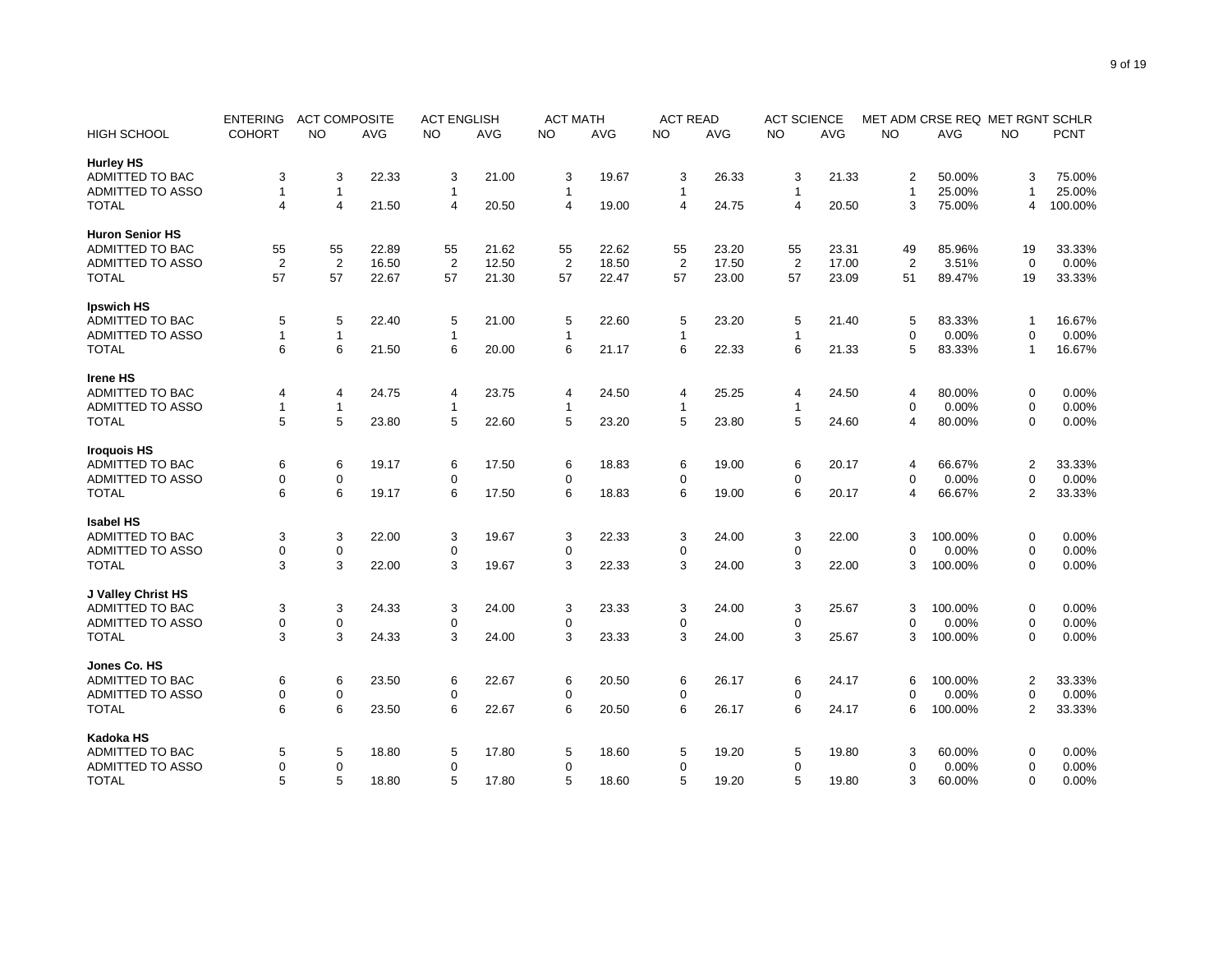| HIGH SCHOOL | ENTERING COHORT | ACT COMPOSITE | | ACT ENGLISH | | ACT MATH | | ACT READ | | ACT SCIENCE | | MET ADM CRSE REQ | | MET RGNT SCHLR | |
|---|---|---|---|---|---|---|---|---|---|---|---|---|---|---|---|
| | | NO | AVG | NO | AVG | NO | AVG | NO | AVG | NO | AVG | NO | AVG | NO | PCNT |
| **Hurley HS** | | | | | | | | | | | | | | | |
| ADMITTED TO BAC | 3 | 3 | 22.33 | 3 | 21.00 | 3 | 19.67 | 3 | 26.33 | 3 | 21.33 | 2 | 50.00% | 3 | 75.00% |
| ADMITTED TO ASSO | 1 | 1 | | 1 | | 1 | | 1 | | 1 | | 1 | 25.00% | 1 | 25.00% |
| TOTAL | 4 | 4 | 21.50 | 4 | 20.50 | 4 | 19.00 | 4 | 24.75 | 4 | 20.50 | 3 | 75.00% | 4 | 100.00% |
| **Huron Senior HS** | | | | | | | | | | | | | | | |
| ADMITTED TO BAC | 55 | 55 | 22.89 | 55 | 21.62 | 55 | 22.62 | 55 | 23.20 | 55 | 23.31 | 49 | 85.96% | 19 | 33.33% |
| ADMITTED TO ASSO | 2 | 2 | 16.50 | 2 | 12.50 | 2 | 18.50 | 2 | 17.50 | 2 | 17.00 | 2 | 3.51% | 0 | 0.00% |
| TOTAL | 57 | 57 | 22.67 | 57 | 21.30 | 57 | 22.47 | 57 | 23.00 | 57 | 23.09 | 51 | 89.47% | 19 | 33.33% |
| **Ipswich HS** | | | | | | | | | | | | | | | |
| ADMITTED TO BAC | 5 | 5 | 22.40 | 5 | 21.00 | 5 | 22.60 | 5 | 23.20 | 5 | 21.40 | 5 | 83.33% | 1 | 16.67% |
| ADMITTED TO ASSO | 1 | 1 | | 1 | | 1 | | 1 | | 1 | | 0 | 0.00% | 0 | 0.00% |
| TOTAL | 6 | 6 | 21.50 | 6 | 20.00 | 6 | 21.17 | 6 | 22.33 | 6 | 21.33 | 5 | 83.33% | 1 | 16.67% |
| **Irene HS** | | | | | | | | | | | | | | | |
| ADMITTED TO BAC | 4 | 4 | 24.75 | 4 | 23.75 | 4 | 24.50 | 4 | 25.25 | 4 | 24.50 | 4 | 80.00% | 0 | 0.00% |
| ADMITTED TO ASSO | 1 | 1 | | 1 | | 1 | | 1 | | 1 | | 0 | 0.00% | 0 | 0.00% |
| TOTAL | 5 | 5 | 23.80 | 5 | 22.60 | 5 | 23.20 | 5 | 23.80 | 5 | 24.60 | 4 | 80.00% | 0 | 0.00% |
| **Iroquois HS** | | | | | | | | | | | | | | | |
| ADMITTED TO BAC | 6 | 6 | 19.17 | 6 | 17.50 | 6 | 18.83 | 6 | 19.00 | 6 | 20.17 | 4 | 66.67% | 2 | 33.33% |
| ADMITTED TO ASSO | 0 | 0 | | 0 | | 0 | | 0 | | 0 | | 0 | 0.00% | 0 | 0.00% |
| TOTAL | 6 | 6 | 19.17 | 6 | 17.50 | 6 | 18.83 | 6 | 19.00 | 6 | 20.17 | 4 | 66.67% | 2 | 33.33% |
| **Isabel HS** | | | | | | | | | | | | | | | |
| ADMITTED TO BAC | 3 | 3 | 22.00 | 3 | 19.67 | 3 | 22.33 | 3 | 24.00 | 3 | 22.00 | 3 | 100.00% | 0 | 0.00% |
| ADMITTED TO ASSO | 0 | 0 | | 0 | | 0 | | 0 | | 0 | | 0 | 0.00% | 0 | 0.00% |
| TOTAL | 3 | 3 | 22.00 | 3 | 19.67 | 3 | 22.33 | 3 | 24.00 | 3 | 22.00 | 3 | 100.00% | 0 | 0.00% |
| **J Valley Christ HS** | | | | | | | | | | | | | | | |
| ADMITTED TO BAC | 3 | 3 | 24.33 | 3 | 24.00 | 3 | 23.33 | 3 | 24.00 | 3 | 25.67 | 3 | 100.00% | 0 | 0.00% |
| ADMITTED TO ASSO | 0 | 0 | | 0 | | 0 | | 0 | | 0 | | 0 | 0.00% | 0 | 0.00% |
| TOTAL | 3 | 3 | 24.33 | 3 | 24.00 | 3 | 23.33 | 3 | 24.00 | 3 | 25.67 | 3 | 100.00% | 0 | 0.00% |
| **Jones Co. HS** | | | | | | | | | | | | | | | |
| ADMITTED TO BAC | 6 | 6 | 23.50 | 6 | 22.67 | 6 | 20.50 | 6 | 26.17 | 6 | 24.17 | 6 | 100.00% | 2 | 33.33% |
| ADMITTED TO ASSO | 0 | 0 | | 0 | | 0 | | 0 | | 0 | | 0 | 0.00% | 0 | 0.00% |
| TOTAL | 6 | 6 | 23.50 | 6 | 22.67 | 6 | 20.50 | 6 | 26.17 | 6 | 24.17 | 6 | 100.00% | 2 | 33.33% |
| **Kadoka HS** | | | | | | | | | | | | | | | |
| ADMITTED TO BAC | 5 | 5 | 18.80 | 5 | 17.80 | 5 | 18.60 | 5 | 19.20 | 5 | 19.80 | 3 | 60.00% | 0 | 0.00% |
| ADMITTED TO ASSO | 0 | 0 | | 0 | | 0 | | 0 | | 0 | | 0 | 0.00% | 0 | 0.00% |
| TOTAL | 5 | 5 | 18.80 | 5 | 17.80 | 5 | 18.60 | 5 | 19.20 | 5 | 19.80 | 3 | 60.00% | 0 | 0.00% |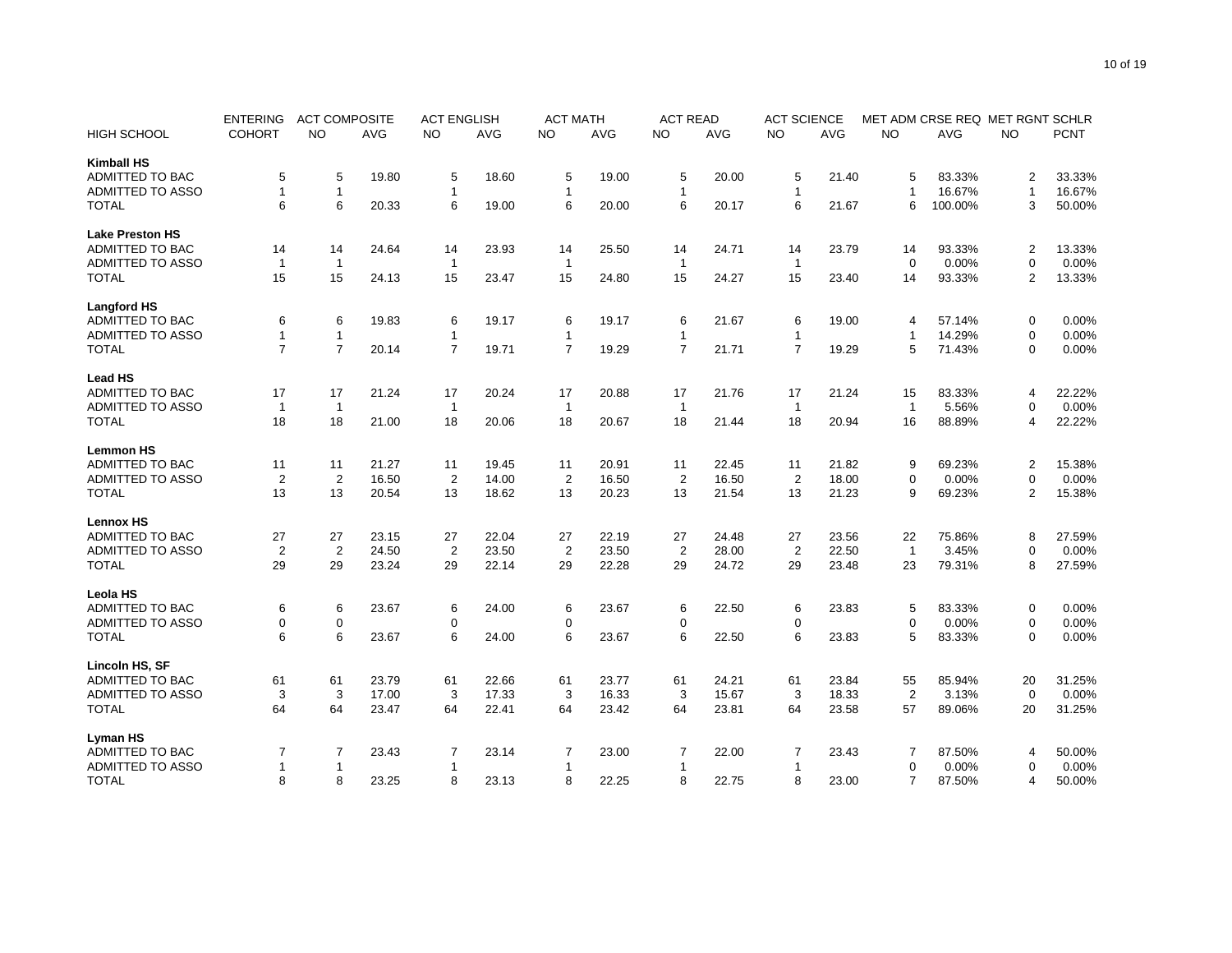| HIGH SCHOOL | ENTERING COHORT | ACT COMPOSITE NO | ACT COMPOSITE AVG | ACT ENGLISH NO | ACT ENGLISH AVG | ACT MATH NO | ACT MATH AVG | ACT READ NO | ACT READ AVG | ACT SCIENCE NO | ACT SCIENCE AVG | MET ADM CRSE REQ NO | MET ADM CRSE REQ AVG | MET RGNT SCHLR NO | MET RGNT SCHLR PCNT |
|---|---|---|---|---|---|---|---|---|---|---|---|---|---|---|---|
| **Kimball HS** | | | | | | | | | | | | | | | |
| ADMITTED TO BAC | 5 | 5 | 19.80 | 5 | 18.60 | 5 | 19.00 | 5 | 20.00 | 5 | 21.40 | 5 | 83.33% | 2 | 33.33% |
| ADMITTED TO ASSO | 1 | 1 | | 1 | | 1 | | 1 | | 1 | | 1 | 16.67% | 1 | 16.67% |
| TOTAL | 6 | 6 | 20.33 | 6 | 19.00 | 6 | 20.00 | 6 | 20.17 | 6 | 21.67 | 6 | 100.00% | 3 | 50.00% |
| **Lake Preston HS** | | | | | | | | | | | | | | | |
| ADMITTED TO BAC | 14 | 14 | 24.64 | 14 | 23.93 | 14 | 25.50 | 14 | 24.71 | 14 | 23.79 | 14 | 93.33% | 2 | 13.33% |
| ADMITTED TO ASSO | 1 | 1 | | 1 | | 1 | | 1 | | 1 | | 0 | 0.00% | 0 | 0.00% |
| TOTAL | 15 | 15 | 24.13 | 15 | 23.47 | 15 | 24.80 | 15 | 24.27 | 15 | 23.40 | 14 | 93.33% | 2 | 13.33% |
| **Langford HS** | | | | | | | | | | | | | | | |
| ADMITTED TO BAC | 6 | 6 | 19.83 | 6 | 19.17 | 6 | 19.17 | 6 | 21.67 | 6 | 19.00 | 4 | 57.14% | 0 | 0.00% |
| ADMITTED TO ASSO | 1 | 1 | | 1 | | 1 | | 1 | | 1 | | 1 | 14.29% | 0 | 0.00% |
| TOTAL | 7 | 7 | 20.14 | 7 | 19.71 | 7 | 19.29 | 7 | 21.71 | 7 | 19.29 | 5 | 71.43% | 0 | 0.00% |
| **Lead HS** | | | | | | | | | | | | | | | |
| ADMITTED TO BAC | 17 | 17 | 21.24 | 17 | 20.24 | 17 | 20.88 | 17 | 21.76 | 17 | 21.24 | 15 | 83.33% | 4 | 22.22% |
| ADMITTED TO ASSO | 1 | 1 | | 1 | | 1 | | 1 | | 1 | | 1 | 5.56% | 0 | 0.00% |
| TOTAL | 18 | 18 | 21.00 | 18 | 20.06 | 18 | 20.67 | 18 | 21.44 | 18 | 20.94 | 16 | 88.89% | 4 | 22.22% |
| **Lemmon HS** | | | | | | | | | | | | | | | |
| ADMITTED TO BAC | 11 | 11 | 21.27 | 11 | 19.45 | 11 | 20.91 | 11 | 22.45 | 11 | 21.82 | 9 | 69.23% | 2 | 15.38% |
| ADMITTED TO ASSO | 2 | 2 | 16.50 | 2 | 14.00 | 2 | 16.50 | 2 | 16.50 | 2 | 18.00 | 0 | 0.00% | 0 | 0.00% |
| TOTAL | 13 | 13 | 20.54 | 13 | 18.62 | 13 | 20.23 | 13 | 21.54 | 13 | 21.23 | 9 | 69.23% | 2 | 15.38% |
| **Lennox HS** | | | | | | | | | | | | | | | |
| ADMITTED TO BAC | 27 | 27 | 23.15 | 27 | 22.04 | 27 | 22.19 | 27 | 24.48 | 27 | 23.56 | 22 | 75.86% | 8 | 27.59% |
| ADMITTED TO ASSO | 2 | 2 | 24.50 | 2 | 23.50 | 2 | 23.50 | 2 | 28.00 | 2 | 22.50 | 1 | 3.45% | 0 | 0.00% |
| TOTAL | 29 | 29 | 23.24 | 29 | 22.14 | 29 | 22.28 | 29 | 24.72 | 29 | 23.48 | 23 | 79.31% | 8 | 27.59% |
| **Leola HS** | | | | | | | | | | | | | | | |
| ADMITTED TO BAC | 6 | 6 | 23.67 | 6 | 24.00 | 6 | 23.67 | 6 | 22.50 | 6 | 23.83 | 5 | 83.33% | 0 | 0.00% |
| ADMITTED TO ASSO | 0 | 0 | | 0 | | 0 | | 0 | | 0 | | 0 | 0.00% | 0 | 0.00% |
| TOTAL | 6 | 6 | 23.67 | 6 | 24.00 | 6 | 23.67 | 6 | 22.50 | 6 | 23.83 | 5 | 83.33% | 0 | 0.00% |
| **Lincoln HS, SF** | | | | | | | | | | | | | | | |
| ADMITTED TO BAC | 61 | 61 | 23.79 | 61 | 22.66 | 61 | 23.77 | 61 | 24.21 | 61 | 23.84 | 55 | 85.94% | 20 | 31.25% |
| ADMITTED TO ASSO | 3 | 3 | 17.00 | 3 | 17.33 | 3 | 16.33 | 3 | 15.67 | 3 | 18.33 | 2 | 3.13% | 0 | 0.00% |
| TOTAL | 64 | 64 | 23.47 | 64 | 22.41 | 64 | 23.42 | 64 | 23.81 | 64 | 23.58 | 57 | 89.06% | 20 | 31.25% |
| **Lyman HS** | | | | | | | | | | | | | | | |
| ADMITTED TO BAC | 7 | 7 | 23.43 | 7 | 23.14 | 7 | 23.00 | 7 | 22.00 | 7 | 23.43 | 7 | 87.50% | 4 | 50.00% |
| ADMITTED TO ASSO | 1 | 1 | | 1 | | 1 | | 1 | | 1 | | 0 | 0.00% | 0 | 0.00% |
| TOTAL | 8 | 8 | 23.25 | 8 | 23.13 | 8 | 22.25 | 8 | 22.75 | 8 | 23.00 | 7 | 87.50% | 4 | 50.00% |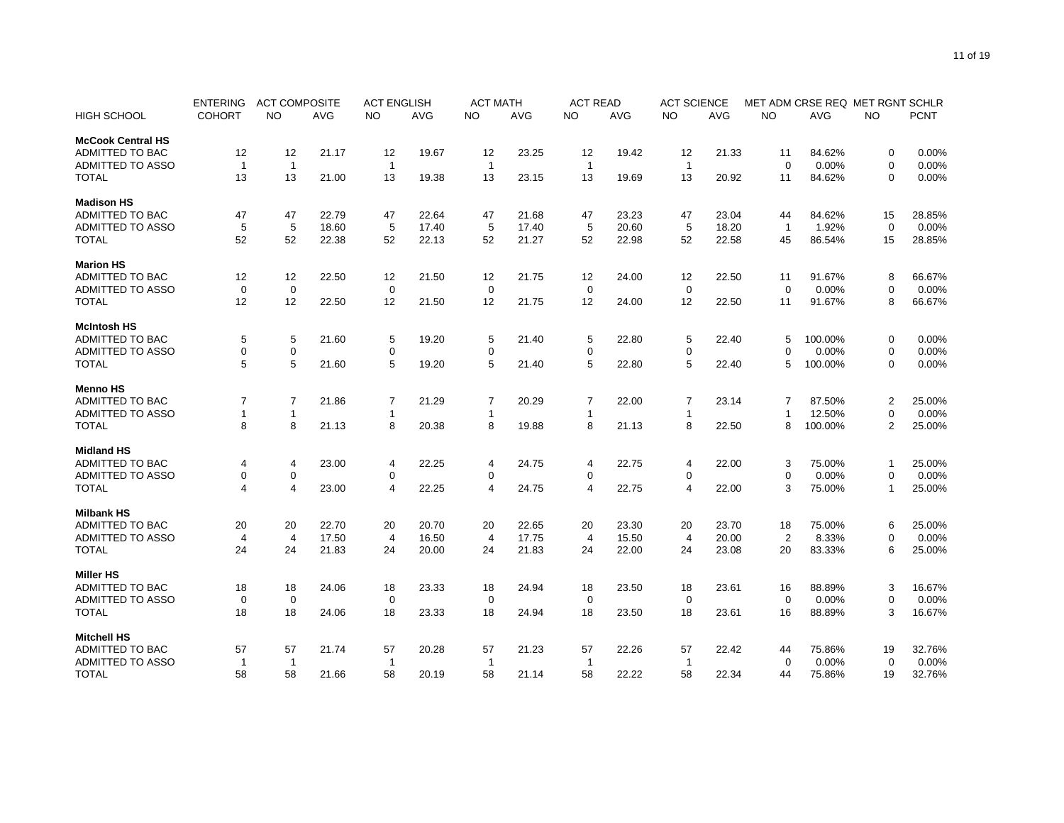| HIGH SCHOOL | ENTERING COHORT | ACT COMPOSITE NO | ACT COMPOSITE AVG | ACT ENGLISH NO | ACT ENGLISH AVG | ACT MATH NO | ACT MATH AVG | ACT READ NO | ACT READ AVG | ACT SCIENCE NO | ACT SCIENCE AVG | MET ADM CRSE REQ NO | MET ADM CRSE REQ AVG | MET RGNT SCHLR NO | MET RGNT SCHLR PCNT |
|---|---|---|---|---|---|---|---|---|---|---|---|---|---|---|---|
| **McCook Central HS** | | | | | | | | | | | | | | | |
| ADMITTED TO BAC | 12 | 12 | 21.17 | 12 | 19.67 | 12 | 23.25 | 12 | 19.42 | 12 | 21.33 | 11 | 84.62% | 0 | 0.00% |
| ADMITTED TO ASSO | 1 | 1 | | 1 | | 1 | | 1 | | 1 | | 0 | 0.00% | 0 | 0.00% |
| TOTAL | 13 | 13 | 21.00 | 13 | 19.38 | 13 | 23.15 | 13 | 19.69 | 13 | 20.92 | 11 | 84.62% | 0 | 0.00% |
| **Madison HS** | | | | | | | | | | | | | | | |
| ADMITTED TO BAC | 47 | 47 | 22.79 | 47 | 22.64 | 47 | 21.68 | 47 | 23.23 | 47 | 23.04 | 44 | 84.62% | 15 | 28.85% |
| ADMITTED TO ASSO | 5 | 5 | 18.60 | 5 | 17.40 | 5 | 17.40 | 5 | 20.60 | 5 | 18.20 | 1 | 1.92% | 0 | 0.00% |
| TOTAL | 52 | 52 | 22.38 | 52 | 22.13 | 52 | 21.27 | 52 | 22.98 | 52 | 22.58 | 45 | 86.54% | 15 | 28.85% |
| **Marion HS** | | | | | | | | | | | | | | | |
| ADMITTED TO BAC | 12 | 12 | 22.50 | 12 | 21.50 | 12 | 21.75 | 12 | 24.00 | 12 | 22.50 | 11 | 91.67% | 8 | 66.67% |
| ADMITTED TO ASSO | 0 | 0 | | 0 | | 0 | | 0 | | 0 | | 0 | 0.00% | 0 | 0.00% |
| TOTAL | 12 | 12 | 22.50 | 12 | 21.50 | 12 | 21.75 | 12 | 24.00 | 12 | 22.50 | 11 | 91.67% | 8 | 66.67% |
| **McIntosh HS** | | | | | | | | | | | | | | | |
| ADMITTED TO BAC | 5 | 5 | 21.60 | 5 | 19.20 | 5 | 21.40 | 5 | 22.80 | 5 | 22.40 | 5 | 100.00% | 0 | 0.00% |
| ADMITTED TO ASSO | 0 | 0 | | 0 | | 0 | | 0 | | 0 | | 0 | 0.00% | 0 | 0.00% |
| TOTAL | 5 | 5 | 21.60 | 5 | 19.20 | 5 | 21.40 | 5 | 22.80 | 5 | 22.40 | 5 | 100.00% | 0 | 0.00% |
| **Menno HS** | | | | | | | | | | | | | | | |
| ADMITTED TO BAC | 7 | 7 | 21.86 | 7 | 21.29 | 7 | 20.29 | 7 | 22.00 | 7 | 23.14 | 7 | 87.50% | 2 | 25.00% |
| ADMITTED TO ASSO | 1 | 1 | | 1 | | 1 | | 1 | | 1 | | 1 | 12.50% | 0 | 0.00% |
| TOTAL | 8 | 8 | 21.13 | 8 | 20.38 | 8 | 19.88 | 8 | 21.13 | 8 | 22.50 | 8 | 100.00% | 2 | 25.00% |
| **Midland HS** | | | | | | | | | | | | | | | |
| ADMITTED TO BAC | 4 | 4 | 23.00 | 4 | 22.25 | 4 | 24.75 | 4 | 22.75 | 4 | 22.00 | 3 | 75.00% | 1 | 25.00% |
| ADMITTED TO ASSO | 0 | 0 | | 0 | | 0 | | 0 | | 0 | | 0 | 0.00% | 0 | 0.00% |
| TOTAL | 4 | 4 | 23.00 | 4 | 22.25 | 4 | 24.75 | 4 | 22.75 | 4 | 22.00 | 3 | 75.00% | 1 | 25.00% |
| **Milbank HS** | | | | | | | | | | | | | | | |
| ADMITTED TO BAC | 20 | 20 | 22.70 | 20 | 20.70 | 20 | 22.65 | 20 | 23.30 | 20 | 23.70 | 18 | 75.00% | 6 | 25.00% |
| ADMITTED TO ASSO | 4 | 4 | 17.50 | 4 | 16.50 | 4 | 17.75 | 4 | 15.50 | 4 | 20.00 | 2 | 8.33% | 0 | 0.00% |
| TOTAL | 24 | 24 | 21.83 | 24 | 20.00 | 24 | 21.83 | 24 | 22.00 | 24 | 23.08 | 20 | 83.33% | 6 | 25.00% |
| **Miller HS** | | | | | | | | | | | | | | | |
| ADMITTED TO BAC | 18 | 18 | 24.06 | 18 | 23.33 | 18 | 24.94 | 18 | 23.50 | 18 | 23.61 | 16 | 88.89% | 3 | 16.67% |
| ADMITTED TO ASSO | 0 | 0 | | 0 | | 0 | | 0 | | 0 | | 0 | 0.00% | 0 | 0.00% |
| TOTAL | 18 | 18 | 24.06 | 18 | 23.33 | 18 | 24.94 | 18 | 23.50 | 18 | 23.61 | 16 | 88.89% | 3 | 16.67% |
| **Mitchell HS** | | | | | | | | | | | | | | | |
| ADMITTED TO BAC | 57 | 57 | 21.74 | 57 | 20.28 | 57 | 21.23 | 57 | 22.26 | 57 | 22.42 | 44 | 75.86% | 19 | 32.76% |
| ADMITTED TO ASSO | 1 | 1 | | 1 | | 1 | | 1 | | 1 | | 0 | 0.00% | 0 | 0.00% |
| TOTAL | 58 | 58 | 21.66 | 58 | 20.19 | 58 | 21.14 | 58 | 22.22 | 58 | 22.34 | 44 | 75.86% | 19 | 32.76% |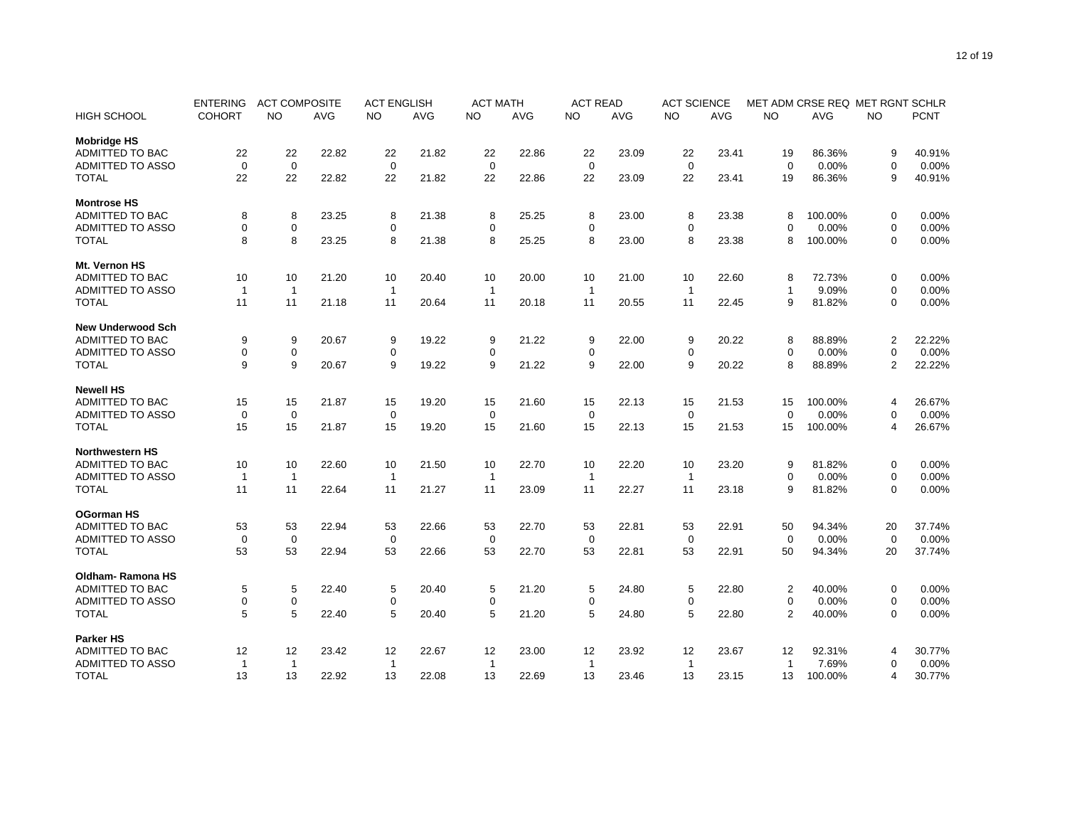| HIGH SCHOOL | ENTERING COHORT | ACT COMPOSITE NO | ACT COMPOSITE AVG | ACT ENGLISH NO | ACT ENGLISH AVG | ACT MATH NO | ACT MATH AVG | ACT READ NO | ACT READ AVG | ACT SCIENCE NO | ACT SCIENCE AVG | MET ADM CRSE REQ NO | MET ADM CRSE REQ AVG | MET RGNT SCHLR NO | MET RGNT SCHLR PCNT |
|---|---|---|---|---|---|---|---|---|---|---|---|---|---|---|---|
| **Mobridge HS** | | | | | | | | | | | | | | | |
| ADMITTED TO BAC | 22 | 22 | 22.82 | 22 | 21.82 | 22 | 22.86 | 22 | 23.09 | 22 | 23.41 | 19 | 86.36% | 9 | 40.91% |
| ADMITTED TO ASSO | 0 | 0 | | 0 | | 0 | | 0 | | 0 | | 0 | 0.00% | 0 | 0.00% |
| TOTAL | 22 | 22 | 22.82 | 22 | 21.82 | 22 | 22.86 | 22 | 23.09 | 22 | 23.41 | 19 | 86.36% | 9 | 40.91% |
| **Montrose HS** | | | | | | | | | | | | | | | |
| ADMITTED TO BAC | 8 | 8 | 23.25 | 8 | 21.38 | 8 | 25.25 | 8 | 23.00 | 8 | 23.38 | 8 | 100.00% | 0 | 0.00% |
| ADMITTED TO ASSO | 0 | 0 | | 0 | | 0 | | 0 | | 0 | | 0 | 0.00% | 0 | 0.00% |
| TOTAL | 8 | 8 | 23.25 | 8 | 21.38 | 8 | 25.25 | 8 | 23.00 | 8 | 23.38 | 8 | 100.00% | 0 | 0.00% |
| **Mt. Vernon HS** | | | | | | | | | | | | | | | |
| ADMITTED TO BAC | 10 | 10 | 21.20 | 10 | 20.40 | 10 | 20.00 | 10 | 21.00 | 10 | 22.60 | 8 | 72.73% | 0 | 0.00% |
| ADMITTED TO ASSO | 1 | 1 | | 1 | | 1 | | 1 | | 1 | | 1 | 9.09% | 0 | 0.00% |
| TOTAL | 11 | 11 | 21.18 | 11 | 20.64 | 11 | 20.18 | 11 | 20.55 | 11 | 22.45 | 9 | 81.82% | 0 | 0.00% |
| **New Underwood Sch** | | | | | | | | | | | | | | | |
| ADMITTED TO BAC | 9 | 9 | 20.67 | 9 | 19.22 | 9 | 21.22 | 9 | 22.00 | 9 | 20.22 | 8 | 88.89% | 2 | 22.22% |
| ADMITTED TO ASSO | 0 | 0 | | 0 | | 0 | | 0 | | 0 | | 0 | 0.00% | 0 | 0.00% |
| TOTAL | 9 | 9 | 20.67 | 9 | 19.22 | 9 | 21.22 | 9 | 22.00 | 9 | 20.22 | 8 | 88.89% | 2 | 22.22% |
| **Newell HS** | | | | | | | | | | | | | | | |
| ADMITTED TO BAC | 15 | 15 | 21.87 | 15 | 19.20 | 15 | 21.60 | 15 | 22.13 | 15 | 21.53 | 15 | 100.00% | 4 | 26.67% |
| ADMITTED TO ASSO | 0 | 0 | | 0 | | 0 | | 0 | | 0 | | 0 | 0.00% | 0 | 0.00% |
| TOTAL | 15 | 15 | 21.87 | 15 | 19.20 | 15 | 21.60 | 15 | 22.13 | 15 | 21.53 | 15 | 100.00% | 4 | 26.67% |
| **Northwestern HS** | | | | | | | | | | | | | | | |
| ADMITTED TO BAC | 10 | 10 | 22.60 | 10 | 21.50 | 10 | 22.70 | 10 | 22.20 | 10 | 23.20 | 9 | 81.82% | 0 | 0.00% |
| ADMITTED TO ASSO | 1 | 1 | | 1 | | 1 | | 1 | | 1 | | 0 | 0.00% | 0 | 0.00% |
| TOTAL | 11 | 11 | 22.64 | 11 | 21.27 | 11 | 23.09 | 11 | 22.27 | 11 | 23.18 | 9 | 81.82% | 0 | 0.00% |
| **OGorman HS** | | | | | | | | | | | | | | | |
| ADMITTED TO BAC | 53 | 53 | 22.94 | 53 | 22.66 | 53 | 22.70 | 53 | 22.81 | 53 | 22.91 | 50 | 94.34% | 20 | 37.74% |
| ADMITTED TO ASSO | 0 | 0 | | 0 | | 0 | | 0 | | 0 | | 0 | 0.00% | 0 | 0.00% |
| TOTAL | 53 | 53 | 22.94 | 53 | 22.66 | 53 | 22.70 | 53 | 22.81 | 53 | 22.91 | 50 | 94.34% | 20 | 37.74% |
| **Oldham- Ramona HS** | | | | | | | | | | | | | | | |
| ADMITTED TO BAC | 5 | 5 | 22.40 | 5 | 20.40 | 5 | 21.20 | 5 | 24.80 | 5 | 22.80 | 2 | 40.00% | 0 | 0.00% |
| ADMITTED TO ASSO | 0 | 0 | | 0 | | 0 | | 0 | | 0 | | 0 | 0.00% | 0 | 0.00% |
| TOTAL | 5 | 5 | 22.40 | 5 | 20.40 | 5 | 21.20 | 5 | 24.80 | 5 | 22.80 | 2 | 40.00% | 0 | 0.00% |
| **Parker HS** | | | | | | | | | | | | | | | |
| ADMITTED TO BAC | 12 | 12 | 23.42 | 12 | 22.67 | 12 | 23.00 | 12 | 23.92 | 12 | 23.67 | 12 | 92.31% | 4 | 30.77% |
| ADMITTED TO ASSO | 1 | 1 | | 1 | | 1 | | 1 | | 1 | | 1 | 7.69% | 0 | 0.00% |
| TOTAL | 13 | 13 | 22.92 | 13 | 22.08 | 13 | 22.69 | 13 | 23.46 | 13 | 23.15 | 13 | 100.00% | 4 | 30.77% |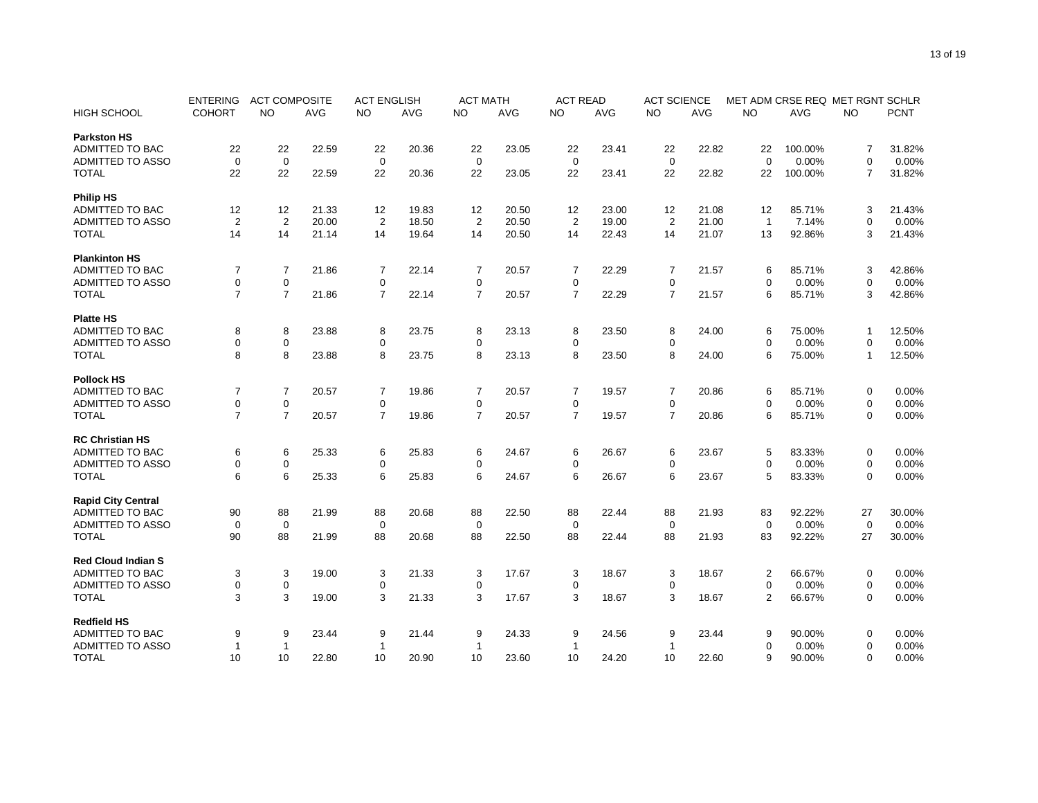| HIGH SCHOOL | ENTERING COHORT | ACT COMPOSITE NO | ACT COMPOSITE AVG | ACT ENGLISH NO | ACT ENGLISH AVG | ACT MATH NO | ACT MATH AVG | ACT READ NO | ACT READ AVG | ACT SCIENCE NO | ACT SCIENCE AVG | MET ADM CRSE REQ NO | MET ADM CRSE REQ AVG | MET RGNT SCHLR NO | MET RGNT SCHLR PCNT |
|---|---|---|---|---|---|---|---|---|---|---|---|---|---|---|---|
| **Parkston HS** | | | | | | | | | | | | | | | |
| ADMITTED TO BAC | 22 | 22 | 22.59 | 22 | 20.36 | 22 | 23.05 | 22 | 23.41 | 22 | 22.82 | 22 | 100.00% | 7 | 31.82% |
| ADMITTED TO ASSO | 0 | 0 | | 0 | | 0 | | 0 | | 0 | | 0 | 0.00% | 0 | 0.00% |
| TOTAL | 22 | 22 | 22.59 | 22 | 20.36 | 22 | 23.05 | 22 | 23.41 | 22 | 22.82 | 22 | 100.00% | 7 | 31.82% |
| **Philip HS** | | | | | | | | | | | | | | | |
| ADMITTED TO BAC | 12 | 12 | 21.33 | 12 | 19.83 | 12 | 20.50 | 12 | 23.00 | 12 | 21.08 | 12 | 85.71% | 3 | 21.43% |
| ADMITTED TO ASSO | 2 | 2 | 20.00 | 2 | 18.50 | 2 | 20.50 | 2 | 19.00 | 2 | 21.00 | 1 | 7.14% | 0 | 0.00% |
| TOTAL | 14 | 14 | 21.14 | 14 | 19.64 | 14 | 20.50 | 14 | 22.43 | 14 | 21.07 | 13 | 92.86% | 3 | 21.43% |
| **Plankinton HS** | | | | | | | | | | | | | | | |
| ADMITTED TO BAC | 7 | 7 | 21.86 | 7 | 22.14 | 7 | 20.57 | 7 | 22.29 | 7 | 21.57 | 6 | 85.71% | 3 | 42.86% |
| ADMITTED TO ASSO | 0 | 0 | | 0 | | 0 | | 0 | | 0 | | 0 | 0.00% | 0 | 0.00% |
| TOTAL | 7 | 7 | 21.86 | 7 | 22.14 | 7 | 20.57 | 7 | 22.29 | 7 | 21.57 | 6 | 85.71% | 3 | 42.86% |
| **Platte HS** | | | | | | | | | | | | | | | |
| ADMITTED TO BAC | 8 | 8 | 23.88 | 8 | 23.75 | 8 | 23.13 | 8 | 23.50 | 8 | 24.00 | 6 | 75.00% | 1 | 12.50% |
| ADMITTED TO ASSO | 0 | 0 | | 0 | | 0 | | 0 | | 0 | | 0 | 0.00% | 0 | 0.00% |
| TOTAL | 8 | 8 | 23.88 | 8 | 23.75 | 8 | 23.13 | 8 | 23.50 | 8 | 24.00 | 6 | 75.00% | 1 | 12.50% |
| **Pollock HS** | | | | | | | | | | | | | | | |
| ADMITTED TO BAC | 7 | 7 | 20.57 | 7 | 19.86 | 7 | 20.57 | 7 | 19.57 | 7 | 20.86 | 6 | 85.71% | 0 | 0.00% |
| ADMITTED TO ASSO | 0 | 0 | | 0 | | 0 | | 0 | | 0 | | 0 | 0.00% | 0 | 0.00% |
| TOTAL | 7 | 7 | 20.57 | 7 | 19.86 | 7 | 20.57 | 7 | 19.57 | 7 | 20.86 | 6 | 85.71% | 0 | 0.00% |
| **RC Christian HS** | | | | | | | | | | | | | | | |
| ADMITTED TO BAC | 6 | 6 | 25.33 | 6 | 25.83 | 6 | 24.67 | 6 | 26.67 | 6 | 23.67 | 5 | 83.33% | 0 | 0.00% |
| ADMITTED TO ASSO | 0 | 0 | | 0 | | 0 | | 0 | | 0 | | 0 | 0.00% | 0 | 0.00% |
| TOTAL | 6 | 6 | 25.33 | 6 | 25.83 | 6 | 24.67 | 6 | 26.67 | 6 | 23.67 | 5 | 83.33% | 0 | 0.00% |
| **Rapid City Central** | | | | | | | | | | | | | | | |
| ADMITTED TO BAC | 90 | 88 | 21.99 | 88 | 20.68 | 88 | 22.50 | 88 | 22.44 | 88 | 21.93 | 83 | 92.22% | 27 | 30.00% |
| ADMITTED TO ASSO | 0 | 0 | | 0 | | 0 | | 0 | | 0 | | 0 | 0.00% | 0 | 0.00% |
| TOTAL | 90 | 88 | 21.99 | 88 | 20.68 | 88 | 22.50 | 88 | 22.44 | 88 | 21.93 | 83 | 92.22% | 27 | 30.00% |
| **Red Cloud Indian S** | | | | | | | | | | | | | | | |
| ADMITTED TO BAC | 3 | 3 | 19.00 | 3 | 21.33 | 3 | 17.67 | 3 | 18.67 | 3 | 18.67 | 2 | 66.67% | 0 | 0.00% |
| ADMITTED TO ASSO | 0 | 0 | | 0 | | 0 | | 0 | | 0 | | 0 | 0.00% | 0 | 0.00% |
| TOTAL | 3 | 3 | 19.00 | 3 | 21.33 | 3 | 17.67 | 3 | 18.67 | 3 | 18.67 | 2 | 66.67% | 0 | 0.00% |
| **Redfield HS** | | | | | | | | | | | | | | | |
| ADMITTED TO BAC | 9 | 9 | 23.44 | 9 | 21.44 | 9 | 24.33 | 9 | 24.56 | 9 | 23.44 | 9 | 90.00% | 0 | 0.00% |
| ADMITTED TO ASSO | 1 | 1 | | 1 | | 1 | | 1 | | 1 | | 0 | 0.00% | 0 | 0.00% |
| TOTAL | 10 | 10 | 22.80 | 10 | 20.90 | 10 | 23.60 | 10 | 24.20 | 10 | 22.60 | 9 | 90.00% | 0 | 0.00% |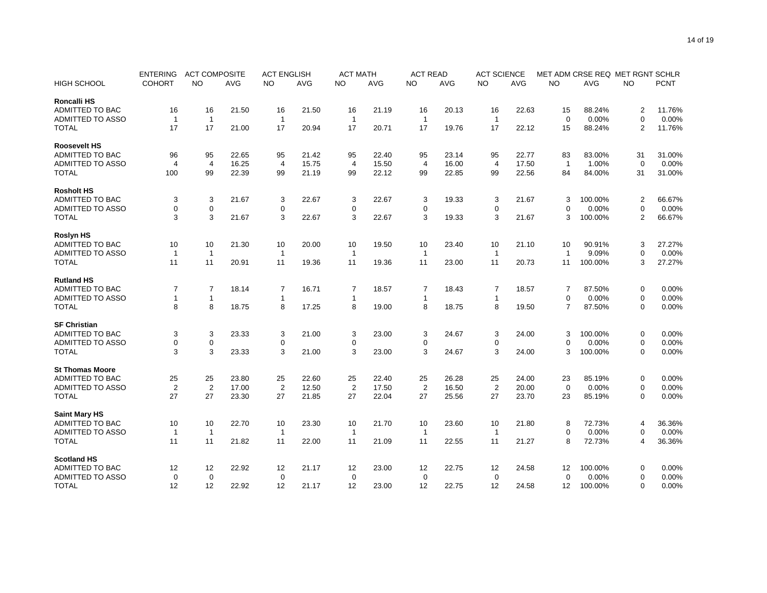| HIGH SCHOOL | ENTERING COHORT | ACT COMPOSITE NO | ACT COMPOSITE AVG | ACT ENGLISH NO | ACT ENGLISH AVG | ACT MATH NO | ACT MATH AVG | ACT READ NO | ACT READ AVG | ACT SCIENCE NO | ACT SCIENCE AVG | MET ADM CRSE REQ NO | MET ADM CRSE REQ AVG | MET RGNT SCHLR NO | MET RGNT SCHLR PCNT |
|---|---|---|---|---|---|---|---|---|---|---|---|---|---|---|---|
| **Roncalli HS** | | | | | | | | | | | | | | | |
| ADMITTED TO BAC | 16 | 16 | 21.50 | 16 | 21.50 | 16 | 21.19 | 16 | 20.13 | 16 | 22.63 | 15 | 88.24% | 2 | 11.76% |
| ADMITTED TO ASSO | 1 | 1 | | 1 | | 1 | | 1 | | 1 | | 0 | 0.00% | 0 | 0.00% |
| TOTAL | 17 | 17 | 21.00 | 17 | 20.94 | 17 | 20.71 | 17 | 19.76 | 17 | 22.12 | 15 | 88.24% | 2 | 11.76% |
| **Roosevelt HS** | | | | | | | | | | | | | | | |
| ADMITTED TO BAC | 96 | 95 | 22.65 | 95 | 21.42 | 95 | 22.40 | 95 | 23.14 | 95 | 22.77 | 83 | 83.00% | 31 | 31.00% |
| ADMITTED TO ASSO | 4 | 4 | 16.25 | 4 | 15.75 | 4 | 15.50 | 4 | 16.00 | 4 | 17.50 | 1 | 1.00% | 0 | 0.00% |
| TOTAL | 100 | 99 | 22.39 | 99 | 21.19 | 99 | 22.12 | 99 | 22.85 | 99 | 22.56 | 84 | 84.00% | 31 | 31.00% |
| **Rosholt HS** | | | | | | | | | | | | | | | |
| ADMITTED TO BAC | 3 | 3 | 21.67 | 3 | 22.67 | 3 | 22.67 | 3 | 19.33 | 3 | 21.67 | 3 | 100.00% | 2 | 66.67% |
| ADMITTED TO ASSO | 0 | 0 | | 0 | | 0 | | 0 | | 0 | | 0 | 0.00% | 0 | 0.00% |
| TOTAL | 3 | 3 | 21.67 | 3 | 22.67 | 3 | 22.67 | 3 | 19.33 | 3 | 21.67 | 3 | 100.00% | 2 | 66.67% |
| **Roslyn HS** | | | | | | | | | | | | | | | |
| ADMITTED TO BAC | 10 | 10 | 21.30 | 10 | 20.00 | 10 | 19.50 | 10 | 23.40 | 10 | 21.10 | 10 | 90.91% | 3 | 27.27% |
| ADMITTED TO ASSO | 1 | 1 | | 1 | | 1 | | 1 | | 1 | | 1 | 9.09% | 0 | 0.00% |
| TOTAL | 11 | 11 | 20.91 | 11 | 19.36 | 11 | 19.36 | 11 | 23.00 | 11 | 20.73 | 11 | 100.00% | 3 | 27.27% |
| **Rutland HS** | | | | | | | | | | | | | | | |
| ADMITTED TO BAC | 7 | 7 | 18.14 | 7 | 16.71 | 7 | 18.57 | 7 | 18.43 | 7 | 18.57 | 7 | 87.50% | 0 | 0.00% |
| ADMITTED TO ASSO | 1 | 1 | | 1 | | 1 | | 1 | | 1 | | 0 | 0.00% | 0 | 0.00% |
| TOTAL | 8 | 8 | 18.75 | 8 | 17.25 | 8 | 19.00 | 8 | 18.75 | 8 | 19.50 | 7 | 87.50% | 0 | 0.00% |
| **SF Christian** | | | | | | | | | | | | | | | |
| ADMITTED TO BAC | 3 | 3 | 23.33 | 3 | 21.00 | 3 | 23.00 | 3 | 24.67 | 3 | 24.00 | 3 | 100.00% | 0 | 0.00% |
| ADMITTED TO ASSO | 0 | 0 | | 0 | | 0 | | 0 | | 0 | | 0 | 0.00% | 0 | 0.00% |
| TOTAL | 3 | 3 | 23.33 | 3 | 21.00 | 3 | 23.00 | 3 | 24.67 | 3 | 24.00 | 3 | 100.00% | 0 | 0.00% |
| **St Thomas Moore** | | | | | | | | | | | | | | | |
| ADMITTED TO BAC | 25 | 25 | 23.80 | 25 | 22.60 | 25 | 22.40 | 25 | 26.28 | 25 | 24.00 | 23 | 85.19% | 0 | 0.00% |
| ADMITTED TO ASSO | 2 | 2 | 17.00 | 2 | 12.50 | 2 | 17.50 | 2 | 16.50 | 2 | 20.00 | 0 | 0.00% | 0 | 0.00% |
| TOTAL | 27 | 27 | 23.30 | 27 | 21.85 | 27 | 22.04 | 27 | 25.56 | 27 | 23.70 | 23 | 85.19% | 0 | 0.00% |
| **Saint Mary HS** | | | | | | | | | | | | | | | |
| ADMITTED TO BAC | 10 | 10 | 22.70 | 10 | 23.30 | 10 | 21.70 | 10 | 23.60 | 10 | 21.80 | 8 | 72.73% | 4 | 36.36% |
| ADMITTED TO ASSO | 1 | 1 | | 1 | | 1 | | 1 | | 1 | | 0 | 0.00% | 0 | 0.00% |
| TOTAL | 11 | 11 | 21.82 | 11 | 22.00 | 11 | 21.09 | 11 | 22.55 | 11 | 21.27 | 8 | 72.73% | 4 | 36.36% |
| **Scotland HS** | | | | | | | | | | | | | | | |
| ADMITTED TO BAC | 12 | 12 | 22.92 | 12 | 21.17 | 12 | 23.00 | 12 | 22.75 | 12 | 24.58 | 12 | 100.00% | 0 | 0.00% |
| ADMITTED TO ASSO | 0 | 0 | | 0 | | 0 | | 0 | | 0 | | 0 | 0.00% | 0 | 0.00% |
| TOTAL | 12 | 12 | 22.92 | 12 | 21.17 | 12 | 23.00 | 12 | 22.75 | 12 | 24.58 | 12 | 100.00% | 0 | 0.00% |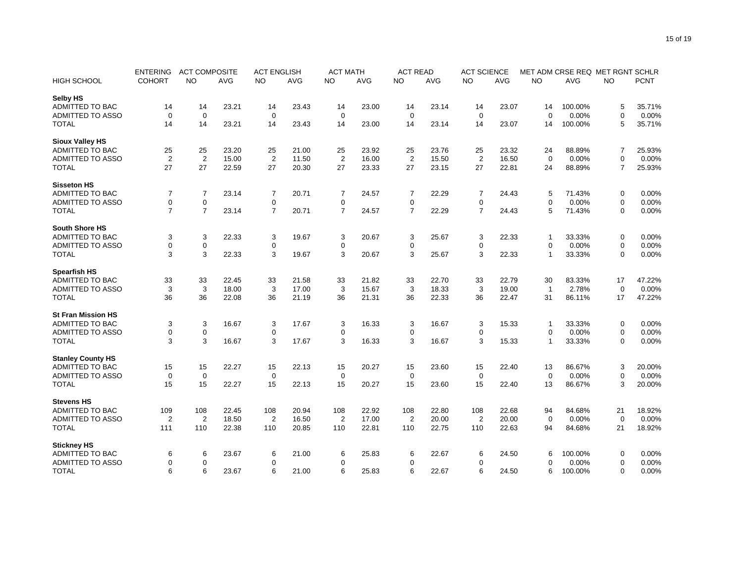| HIGH SCHOOL | ENTERING COHORT | ACT COMPOSITE NO | ACT COMPOSITE AVG | ACT ENGLISH NO | ACT ENGLISH AVG | ACT MATH NO | ACT MATH AVG | ACT READ NO | ACT READ AVG | ACT SCIENCE NO | ACT SCIENCE AVG | MET ADM CRSE REQ NO | MET ADM CRSE REQ AVG | MET RGNT SCHLR NO | MET RGNT SCHLR PCNT |
|---|---|---|---|---|---|---|---|---|---|---|---|---|---|---|---|
| **Selby HS** | | | | | | | | | | | | | | | |
| ADMITTED TO BAC | 14 | 14 | 23.21 | 14 | 23.43 | 14 | 23.00 | 14 | 23.14 | 14 | 23.07 | 14 | 100.00% | 5 | 35.71% |
| ADMITTED TO ASSO | 0 | 0 | | 0 | | 0 | | 0 | | 0 | | 0 | 0.00% | 0 | 0.00% |
| TOTAL | 14 | 14 | 23.21 | 14 | 23.43 | 14 | 23.00 | 14 | 23.14 | 14 | 23.07 | 14 | 100.00% | 5 | 35.71% |
| **Sioux Valley HS** | | | | | | | | | | | | | | | |
| ADMITTED TO BAC | 25 | 25 | 23.20 | 25 | 21.00 | 25 | 23.92 | 25 | 23.76 | 25 | 23.32 | 24 | 88.89% | 7 | 25.93% |
| ADMITTED TO ASSO | 2 | 2 | 15.00 | 2 | 11.50 | 2 | 16.00 | 2 | 15.50 | 2 | 16.50 | 0 | 0.00% | 0 | 0.00% |
| TOTAL | 27 | 27 | 22.59 | 27 | 20.30 | 27 | 23.33 | 27 | 23.15 | 27 | 22.81 | 24 | 88.89% | 7 | 25.93% |
| **Sisseton HS** | | | | | | | | | | | | | | | |
| ADMITTED TO BAC | 7 | 7 | 23.14 | 7 | 20.71 | 7 | 24.57 | 7 | 22.29 | 7 | 24.43 | 5 | 71.43% | 0 | 0.00% |
| ADMITTED TO ASSO | 0 | 0 | | 0 | | 0 | | 0 | | 0 | | 0 | 0.00% | 0 | 0.00% |
| TOTAL | 7 | 7 | 23.14 | 7 | 20.71 | 7 | 24.57 | 7 | 22.29 | 7 | 24.43 | 5 | 71.43% | 0 | 0.00% |
| **South Shore HS** | | | | | | | | | | | | | | | |
| ADMITTED TO BAC | 3 | 3 | 22.33 | 3 | 19.67 | 3 | 20.67 | 3 | 25.67 | 3 | 22.33 | 1 | 33.33% | 0 | 0.00% |
| ADMITTED TO ASSO | 0 | 0 | | 0 | | 0 | | 0 | | 0 | | 0 | 0.00% | 0 | 0.00% |
| TOTAL | 3 | 3 | 22.33 | 3 | 19.67 | 3 | 20.67 | 3 | 25.67 | 3 | 22.33 | 1 | 33.33% | 0 | 0.00% |
| **Spearfish HS** | | | | | | | | | | | | | | | |
| ADMITTED TO BAC | 33 | 33 | 22.45 | 33 | 21.58 | 33 | 21.82 | 33 | 22.70 | 33 | 22.79 | 30 | 83.33% | 17 | 47.22% |
| ADMITTED TO ASSO | 3 | 3 | 18.00 | 3 | 17.00 | 3 | 15.67 | 3 | 18.33 | 3 | 19.00 | 1 | 2.78% | 0 | 0.00% |
| TOTAL | 36 | 36 | 22.08 | 36 | 21.19 | 36 | 21.31 | 36 | 22.33 | 36 | 22.47 | 31 | 86.11% | 17 | 47.22% |
| **St Fran Mission HS** | | | | | | | | | | | | | | | |
| ADMITTED TO BAC | 3 | 3 | 16.67 | 3 | 17.67 | 3 | 16.33 | 3 | 16.67 | 3 | 15.33 | 1 | 33.33% | 0 | 0.00% |
| ADMITTED TO ASSO | 0 | 0 | | 0 | | 0 | | 0 | | 0 | | 0 | 0.00% | 0 | 0.00% |
| TOTAL | 3 | 3 | 16.67 | 3 | 17.67 | 3 | 16.33 | 3 | 16.67 | 3 | 15.33 | 1 | 33.33% | 0 | 0.00% |
| **Stanley County HS** | | | | | | | | | | | | | | | |
| ADMITTED TO BAC | 15 | 15 | 22.27 | 15 | 22.13 | 15 | 20.27 | 15 | 23.60 | 15 | 22.40 | 13 | 86.67% | 3 | 20.00% |
| ADMITTED TO ASSO | 0 | 0 | | 0 | | 0 | | 0 | | 0 | | 0 | 0.00% | 0 | 0.00% |
| TOTAL | 15 | 15 | 22.27 | 15 | 22.13 | 15 | 20.27 | 15 | 23.60 | 15 | 22.40 | 13 | 86.67% | 3 | 20.00% |
| **Stevens HS** | | | | | | | | | | | | | | | |
| ADMITTED TO BAC | 109 | 108 | 22.45 | 108 | 20.94 | 108 | 22.92 | 108 | 22.80 | 108 | 22.68 | 94 | 84.68% | 21 | 18.92% |
| ADMITTED TO ASSO | 2 | 2 | 18.50 | 2 | 16.50 | 2 | 17.00 | 2 | 20.00 | 2 | 20.00 | 0 | 0.00% | 0 | 0.00% |
| TOTAL | 111 | 110 | 22.38 | 110 | 20.85 | 110 | 22.81 | 110 | 22.75 | 110 | 22.63 | 94 | 84.68% | 21 | 18.92% |
| **Stickney HS** | | | | | | | | | | | | | | | |
| ADMITTED TO BAC | 6 | 6 | 23.67 | 6 | 21.00 | 6 | 25.83 | 6 | 22.67 | 6 | 24.50 | 6 | 100.00% | 0 | 0.00% |
| ADMITTED TO ASSO | 0 | 0 | | 0 | | 0 | | 0 | | 0 | | 0 | 0.00% | 0 | 0.00% |
| TOTAL | 6 | 6 | 23.67 | 6 | 21.00 | 6 | 25.83 | 6 | 22.67 | 6 | 24.50 | 6 | 100.00% | 0 | 0.00% |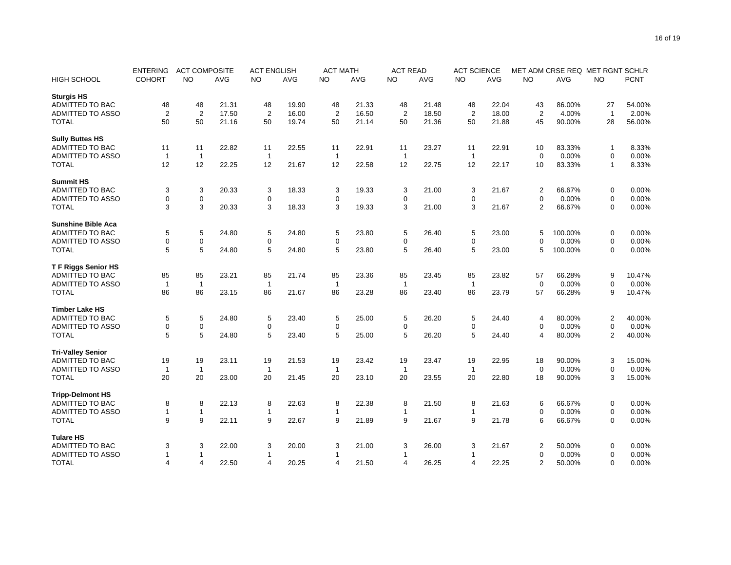| HIGH SCHOOL | ENTERING COHORT | ACT COMPOSITE NO | ACT COMPOSITE AVG | ACT ENGLISH NO | ACT ENGLISH AVG | ACT MATH NO | ACT MATH AVG | ACT READ NO | ACT READ AVG | ACT SCIENCE NO | ACT SCIENCE AVG | MET ADM CRSE REQ NO | MET ADM CRSE REQ AVG | MET RGNT SCHLR NO | MET RGNT SCHLR PCNT |
|---|---|---|---|---|---|---|---|---|---|---|---|---|---|---|---|
| **Sturgis HS** | | | | | | | | | | | | | | | |
| ADMITTED TO BAC | 48 | 48 | 21.31 | 48 | 19.90 | 48 | 21.33 | 48 | 21.48 | 48 | 22.04 | 43 | 86.00% | 27 | 54.00% |
| ADMITTED TO ASSO | 2 | 2 | 17.50 | 2 | 16.00 | 2 | 16.50 | 2 | 18.50 | 2 | 18.00 | 2 | 4.00% | 1 | 2.00% |
| TOTAL | 50 | 50 | 21.16 | 50 | 19.74 | 50 | 21.14 | 50 | 21.36 | 50 | 21.88 | 45 | 90.00% | 28 | 56.00% |
| **Sully Buttes HS** | | | | | | | | | | | | | | | |
| ADMITTED TO BAC | 11 | 11 | 22.82 | 11 | 22.55 | 11 | 22.91 | 11 | 23.27 | 11 | 22.91 | 10 | 83.33% | 1 | 8.33% |
| ADMITTED TO ASSO | 1 | 1 | | 1 | | 1 | | 1 | | 1 | | 0 | 0.00% | 0 | 0.00% |
| TOTAL | 12 | 12 | 22.25 | 12 | 21.67 | 12 | 22.58 | 12 | 22.75 | 12 | 22.17 | 10 | 83.33% | 1 | 8.33% |
| **Summit HS** | | | | | | | | | | | | | | | |
| ADMITTED TO BAC | 3 | 3 | 20.33 | 3 | 18.33 | 3 | 19.33 | 3 | 21.00 | 3 | 21.67 | 2 | 66.67% | 0 | 0.00% |
| ADMITTED TO ASSO | 0 | 0 | | 0 | | 0 | | 0 | | 0 | | 0 | 0.00% | 0 | 0.00% |
| TOTAL | 3 | 3 | 20.33 | 3 | 18.33 | 3 | 19.33 | 3 | 21.00 | 3 | 21.67 | 2 | 66.67% | 0 | 0.00% |
| **Sunshine Bible Aca** | | | | | | | | | | | | | | | |
| ADMITTED TO BAC | 5 | 5 | 24.80 | 5 | 24.80 | 5 | 23.80 | 5 | 26.40 | 5 | 23.00 | 5 | 100.00% | 0 | 0.00% |
| ADMITTED TO ASSO | 0 | 0 | | 0 | | 0 | | 0 | | 0 | | 0 | 0.00% | 0 | 0.00% |
| TOTAL | 5 | 5 | 24.80 | 5 | 24.80 | 5 | 23.80 | 5 | 26.40 | 5 | 23.00 | 5 | 100.00% | 0 | 0.00% |
| **T F Riggs Senior HS** | | | | | | | | | | | | | | | |
| ADMITTED TO BAC | 85 | 85 | 23.21 | 85 | 21.74 | 85 | 23.36 | 85 | 23.45 | 85 | 23.82 | 57 | 66.28% | 9 | 10.47% |
| ADMITTED TO ASSO | 1 | 1 | | 1 | | 1 | | 1 | | 1 | | 0 | 0.00% | 0 | 0.00% |
| TOTAL | 86 | 86 | 23.15 | 86 | 21.67 | 86 | 23.28 | 86 | 23.40 | 86 | 23.79 | 57 | 66.28% | 9 | 10.47% |
| **Timber Lake HS** | | | | | | | | | | | | | | | |
| ADMITTED TO BAC | 5 | 5 | 24.80 | 5 | 23.40 | 5 | 25.00 | 5 | 26.20 | 5 | 24.40 | 4 | 80.00% | 2 | 40.00% |
| ADMITTED TO ASSO | 0 | 0 | | 0 | | 0 | | 0 | | 0 | | 0 | 0.00% | 0 | 0.00% |
| TOTAL | 5 | 5 | 24.80 | 5 | 23.40 | 5 | 25.00 | 5 | 26.20 | 5 | 24.40 | 4 | 80.00% | 2 | 40.00% |
| **Tri-Valley Senior** | | | | | | | | | | | | | | | |
| ADMITTED TO BAC | 19 | 19 | 23.11 | 19 | 21.53 | 19 | 23.42 | 19 | 23.47 | 19 | 22.95 | 18 | 90.00% | 3 | 15.00% |
| ADMITTED TO ASSO | 1 | 1 | | 1 | | 1 | | 1 | | 1 | | 0 | 0.00% | 0 | 0.00% |
| TOTAL | 20 | 20 | 23.00 | 20 | 21.45 | 20 | 23.10 | 20 | 23.55 | 20 | 22.80 | 18 | 90.00% | 3 | 15.00% |
| **Tripp-Delmont HS** | | | | | | | | | | | | | | | |
| ADMITTED TO BAC | 8 | 8 | 22.13 | 8 | 22.63 | 8 | 22.38 | 8 | 21.50 | 8 | 21.63 | 6 | 66.67% | 0 | 0.00% |
| ADMITTED TO ASSO | 1 | 1 | | 1 | | 1 | | 1 | | 1 | | 0 | 0.00% | 0 | 0.00% |
| TOTAL | 9 | 9 | 22.11 | 9 | 22.67 | 9 | 21.89 | 9 | 21.67 | 9 | 21.78 | 6 | 66.67% | 0 | 0.00% |
| **Tulare HS** | | | | | | | | | | | | | | | |
| ADMITTED TO BAC | 3 | 3 | 22.00 | 3 | 20.00 | 3 | 21.00 | 3 | 26.00 | 3 | 21.67 | 2 | 50.00% | 0 | 0.00% |
| ADMITTED TO ASSO | 1 | 1 | | 1 | | 1 | | 1 | | 1 | | 0 | 0.00% | 0 | 0.00% |
| TOTAL | 4 | 4 | 22.50 | 4 | 20.25 | 4 | 21.50 | 4 | 26.25 | 4 | 22.25 | 2 | 50.00% | 0 | 0.00% |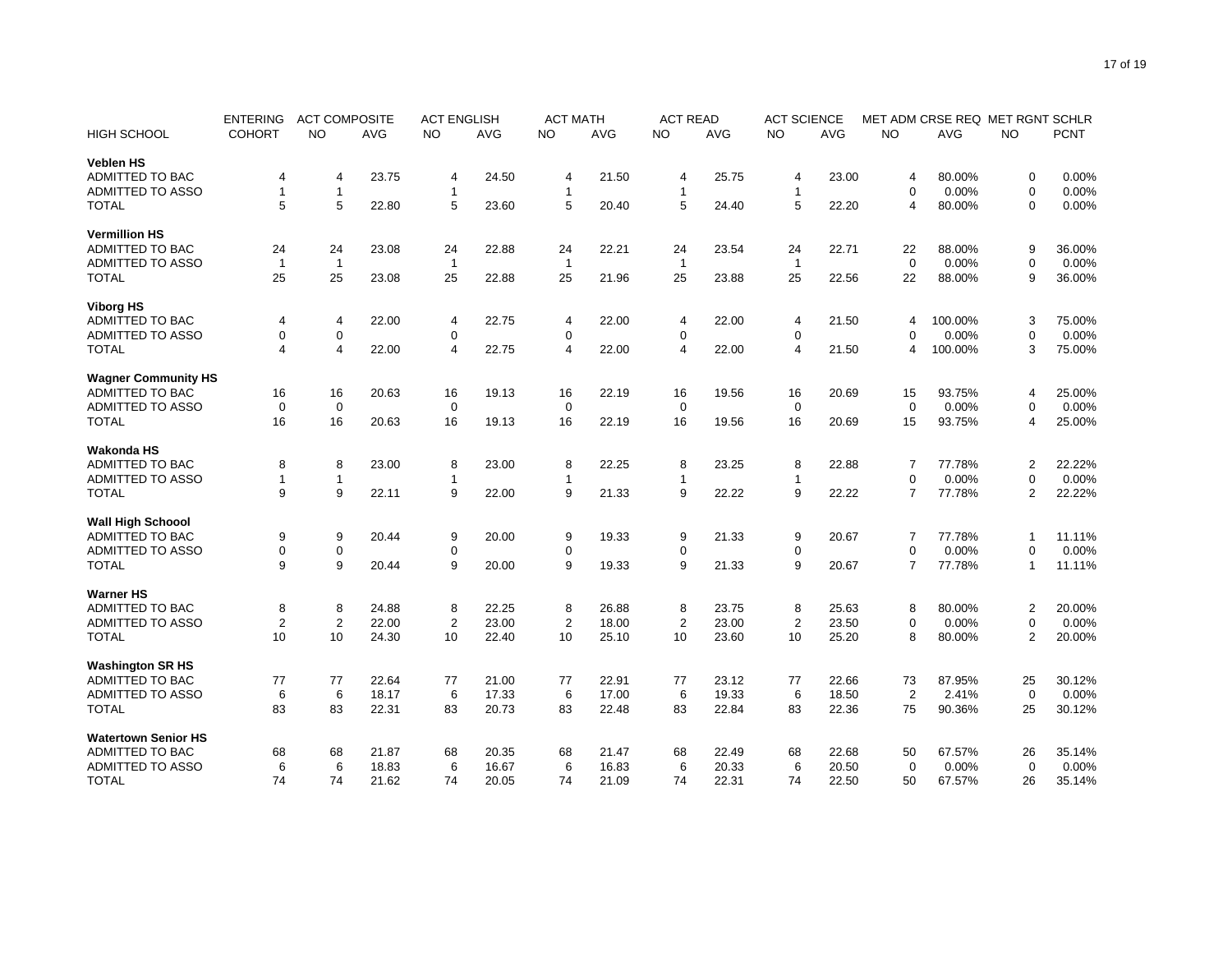| HIGH SCHOOL | ENTERING COHORT | ACT COMPOSITE NO | ACT COMPOSITE AVG | ACT ENGLISH NO | ACT ENGLISH AVG | ACT MATH NO | ACT MATH AVG | ACT READ NO | ACT READ AVG | ACT SCIENCE NO | ACT SCIENCE AVG | MET ADM CRSE REQ NO | MET ADM CRSE REQ AVG | MET RGNT SCHLR NO | MET RGNT SCHLR PCNT |
|---|---|---|---|---|---|---|---|---|---|---|---|---|---|---|---|
| **Veblen HS** | | | | | | | | | | | | | | | |
| ADMITTED TO BAC | 4 | 4 | 23.75 | 4 | 24.50 | 4 | 21.50 | 4 | 25.75 | 4 | 23.00 | 4 | 80.00% | 0 | 0.00% |
| ADMITTED TO ASSO | 1 | 1 | | 1 | | 1 | | 1 | | 1 | | 0 | 0.00% | 0 | 0.00% |
| TOTAL | 5 | 5 | 22.80 | 5 | 23.60 | 5 | 20.40 | 5 | 24.40 | 5 | 22.20 | 4 | 80.00% | 0 | 0.00% |
| **Vermillion HS** | | | | | | | | | | | | | | | |
| ADMITTED TO BAC | 24 | 24 | 23.08 | 24 | 22.88 | 24 | 22.21 | 24 | 23.54 | 24 | 22.71 | 22 | 88.00% | 9 | 36.00% |
| ADMITTED TO ASSO | 1 | 1 | | 1 | | 1 | | 1 | | 1 | | 0 | 0.00% | 0 | 0.00% |
| TOTAL | 25 | 25 | 23.08 | 25 | 22.88 | 25 | 21.96 | 25 | 23.88 | 25 | 22.56 | 22 | 88.00% | 9 | 36.00% |
| **Viborg HS** | | | | | | | | | | | | | | | |
| ADMITTED TO BAC | 4 | 4 | 22.00 | 4 | 22.75 | 4 | 22.00 | 4 | 22.00 | 4 | 21.50 | 4 | 100.00% | 3 | 75.00% |
| ADMITTED TO ASSO | 0 | 0 | | 0 | | 0 | | 0 | | 0 | | 0 | 0.00% | 0 | 0.00% |
| TOTAL | 4 | 4 | 22.00 | 4 | 22.75 | 4 | 22.00 | 4 | 22.00 | 4 | 21.50 | 4 | 100.00% | 3 | 75.00% |
| **Wagner Community HS** | | | | | | | | | | | | | | | |
| ADMITTED TO BAC | 16 | 16 | 20.63 | 16 | 19.13 | 16 | 22.19 | 16 | 19.56 | 16 | 20.69 | 15 | 93.75% | 4 | 25.00% |
| ADMITTED TO ASSO | 0 | 0 | | 0 | | 0 | | 0 | | 0 | | 0 | 0.00% | 0 | 0.00% |
| TOTAL | 16 | 16 | 20.63 | 16 | 19.13 | 16 | 22.19 | 16 | 19.56 | 16 | 20.69 | 15 | 93.75% | 4 | 25.00% |
| **Wakonda HS** | | | | | | | | | | | | | | | |
| ADMITTED TO BAC | 8 | 8 | 23.00 | 8 | 23.00 | 8 | 22.25 | 8 | 23.25 | 8 | 22.88 | 7 | 77.78% | 2 | 22.22% |
| ADMITTED TO ASSO | 1 | 1 | | 1 | | 1 | | 1 | | 1 | | 0 | 0.00% | 0 | 0.00% |
| TOTAL | 9 | 9 | 22.11 | 9 | 22.00 | 9 | 21.33 | 9 | 22.22 | 9 | 22.22 | 7 | 77.78% | 2 | 22.22% |
| **Wall High Schoool** | | | | | | | | | | | | | | | |
| ADMITTED TO BAC | 9 | 9 | 20.44 | 9 | 20.00 | 9 | 19.33 | 9 | 21.33 | 9 | 20.67 | 7 | 77.78% | 1 | 11.11% |
| ADMITTED TO ASSO | 0 | 0 | | 0 | | 0 | | 0 | | 0 | | 0 | 0.00% | 0 | 0.00% |
| TOTAL | 9 | 9 | 20.44 | 9 | 20.00 | 9 | 19.33 | 9 | 21.33 | 9 | 20.67 | 7 | 77.78% | 1 | 11.11% |
| **Warner HS** | | | | | | | | | | | | | | | |
| ADMITTED TO BAC | 8 | 8 | 24.88 | 8 | 22.25 | 8 | 26.88 | 8 | 23.75 | 8 | 25.63 | 8 | 80.00% | 2 | 20.00% |
| ADMITTED TO ASSO | 2 | 2 | 22.00 | 2 | 23.00 | 2 | 18.00 | 2 | 23.00 | 2 | 23.50 | 0 | 0.00% | 0 | 0.00% |
| TOTAL | 10 | 10 | 24.30 | 10 | 22.40 | 10 | 25.10 | 10 | 23.60 | 10 | 25.20 | 8 | 80.00% | 2 | 20.00% |
| **Washington SR HS** | | | | | | | | | | | | | | | |
| ADMITTED TO BAC | 77 | 77 | 22.64 | 77 | 21.00 | 77 | 22.91 | 77 | 23.12 | 77 | 22.66 | 73 | 87.95% | 25 | 30.12% |
| ADMITTED TO ASSO | 6 | 6 | 18.17 | 6 | 17.33 | 6 | 17.00 | 6 | 19.33 | 6 | 18.50 | 2 | 2.41% | 0 | 0.00% |
| TOTAL | 83 | 83 | 22.31 | 83 | 20.73 | 83 | 22.48 | 83 | 22.84 | 83 | 22.36 | 75 | 90.36% | 25 | 30.12% |
| **Watertown Senior HS** | | | | | | | | | | | | | | | |
| ADMITTED TO BAC | 68 | 68 | 21.87 | 68 | 20.35 | 68 | 21.47 | 68 | 22.49 | 68 | 22.68 | 50 | 67.57% | 26 | 35.14% |
| ADMITTED TO ASSO | 6 | 6 | 18.83 | 6 | 16.67 | 6 | 16.83 | 6 | 20.33 | 6 | 20.50 | 0 | 0.00% | 0 | 0.00% |
| TOTAL | 74 | 74 | 21.62 | 74 | 20.05 | 74 | 21.09 | 74 | 22.31 | 74 | 22.50 | 50 | 67.57% | 26 | 35.14% |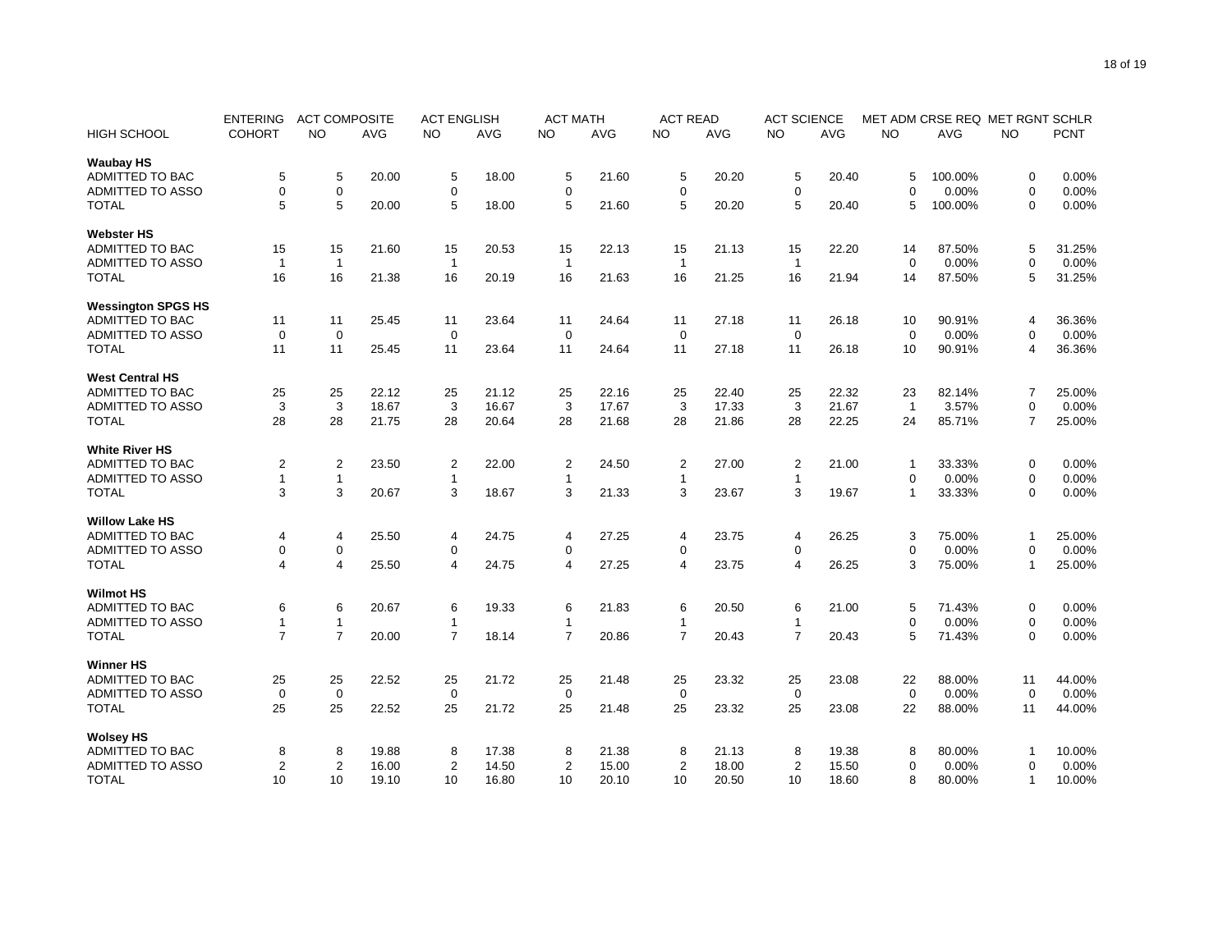| HIGH SCHOOL | ENTERING COHORT | ACT COMPOSITE NO | ACT COMPOSITE AVG | ACT ENGLISH NO | ACT ENGLISH AVG | ACT MATH NO | ACT MATH AVG | ACT READ NO | ACT READ AVG | ACT SCIENCE NO | ACT SCIENCE AVG | MET ADM CRSE REQ NO | MET ADM CRSE REQ AVG | MET RGNT SCHLR NO | MET RGNT SCHLR PCNT |
|---|---|---|---|---|---|---|---|---|---|---|---|---|---|---|---|
| **Waubay HS** | | | | | | | | | | | | | | | |
| ADMITTED TO BAC | 5 | 5 | 20.00 | 5 | 18.00 | 5 | 21.60 | 5 | 20.20 | 5 | 20.40 | 5 | 100.00% | 0 | 0.00% |
| ADMITTED TO ASSO | 0 | 0 | | 0 | | 0 | | 0 | | 0 | | 0 | 0.00% | 0 | 0.00% |
| TOTAL | 5 | 5 | 20.00 | 5 | 18.00 | 5 | 21.60 | 5 | 20.20 | 5 | 20.40 | 5 | 100.00% | 0 | 0.00% |
| **Webster HS** | | | | | | | | | | | | | | | |
| ADMITTED TO BAC | 15 | 15 | 21.60 | 15 | 20.53 | 15 | 22.13 | 15 | 21.13 | 15 | 22.20 | 14 | 87.50% | 5 | 31.25% |
| ADMITTED TO ASSO | 1 | 1 | | 1 | | 1 | | 1 | | 1 | | 0 | 0.00% | 0 | 0.00% |
| TOTAL | 16 | 16 | 21.38 | 16 | 20.19 | 16 | 21.63 | 16 | 21.25 | 16 | 21.94 | 14 | 87.50% | 5 | 31.25% |
| **Wessington SPGS HS** | | | | | | | | | | | | | | | |
| ADMITTED TO BAC | 11 | 11 | 25.45 | 11 | 23.64 | 11 | 24.64 | 11 | 27.18 | 11 | 26.18 | 10 | 90.91% | 4 | 36.36% |
| ADMITTED TO ASSO | 0 | 0 | | 0 | | 0 | | 0 | | 0 | | 0 | 0.00% | 0 | 0.00% |
| TOTAL | 11 | 11 | 25.45 | 11 | 23.64 | 11 | 24.64 | 11 | 27.18 | 11 | 26.18 | 10 | 90.91% | 4 | 36.36% |
| **West Central HS** | | | | | | | | | | | | | | | |
| ADMITTED TO BAC | 25 | 25 | 22.12 | 25 | 21.12 | 25 | 22.16 | 25 | 22.40 | 25 | 22.32 | 23 | 82.14% | 7 | 25.00% |
| ADMITTED TO ASSO | 3 | 3 | 18.67 | 3 | 16.67 | 3 | 17.67 | 3 | 17.33 | 3 | 21.67 | 1 | 3.57% | 0 | 0.00% |
| TOTAL | 28 | 28 | 21.75 | 28 | 20.64 | 28 | 21.68 | 28 | 21.86 | 28 | 22.25 | 24 | 85.71% | 7 | 25.00% |
| **White River HS** | | | | | | | | | | | | | | | |
| ADMITTED TO BAC | 2 | 2 | 23.50 | 2 | 22.00 | 2 | 24.50 | 2 | 27.00 | 2 | 21.00 | 1 | 33.33% | 0 | 0.00% |
| ADMITTED TO ASSO | 1 | 1 | | 1 | | 1 | | 1 | | 1 | | 0 | 0.00% | 0 | 0.00% |
| TOTAL | 3 | 3 | 20.67 | 3 | 18.67 | 3 | 21.33 | 3 | 23.67 | 3 | 19.67 | 1 | 33.33% | 0 | 0.00% |
| **Willow Lake HS** | | | | | | | | | | | | | | | |
| ADMITTED TO BAC | 4 | 4 | 25.50 | 4 | 24.75 | 4 | 27.25 | 4 | 23.75 | 4 | 26.25 | 3 | 75.00% | 1 | 25.00% |
| ADMITTED TO ASSO | 0 | 0 | | 0 | | 0 | | 0 | | 0 | | 0 | 0.00% | 0 | 0.00% |
| TOTAL | 4 | 4 | 25.50 | 4 | 24.75 | 4 | 27.25 | 4 | 23.75 | 4 | 26.25 | 3 | 75.00% | 1 | 25.00% |
| **Wilmot HS** | | | | | | | | | | | | | | | |
| ADMITTED TO BAC | 6 | 6 | 20.67 | 6 | 19.33 | 6 | 21.83 | 6 | 20.50 | 6 | 21.00 | 5 | 71.43% | 0 | 0.00% |
| ADMITTED TO ASSO | 1 | 1 | | 1 | | 1 | | 1 | | 1 | | 0 | 0.00% | 0 | 0.00% |
| TOTAL | 7 | 7 | 20.00 | 7 | 18.14 | 7 | 20.86 | 7 | 20.43 | 7 | 20.43 | 5 | 71.43% | 0 | 0.00% |
| **Winner HS** | | | | | | | | | | | | | | | |
| ADMITTED TO BAC | 25 | 25 | 22.52 | 25 | 21.72 | 25 | 21.48 | 25 | 23.32 | 25 | 23.08 | 22 | 88.00% | 11 | 44.00% |
| ADMITTED TO ASSO | 0 | 0 | | 0 | | 0 | | 0 | | 0 | | 0 | 0.00% | 0 | 0.00% |
| TOTAL | 25 | 25 | 22.52 | 25 | 21.72 | 25 | 21.48 | 25 | 23.32 | 25 | 23.08 | 22 | 88.00% | 11 | 44.00% |
| **Wolsey HS** | | | | | | | | | | | | | | | |
| ADMITTED TO BAC | 8 | 8 | 19.88 | 8 | 17.38 | 8 | 21.38 | 8 | 21.13 | 8 | 19.38 | 8 | 80.00% | 1 | 10.00% |
| ADMITTED TO ASSO | 2 | 2 | 16.00 | 2 | 14.50 | 2 | 15.00 | 2 | 18.00 | 2 | 15.50 | 0 | 0.00% | 0 | 0.00% |
| TOTAL | 10 | 10 | 19.10 | 10 | 16.80 | 10 | 20.10 | 10 | 20.50 | 10 | 18.60 | 8 | 80.00% | 1 | 10.00% |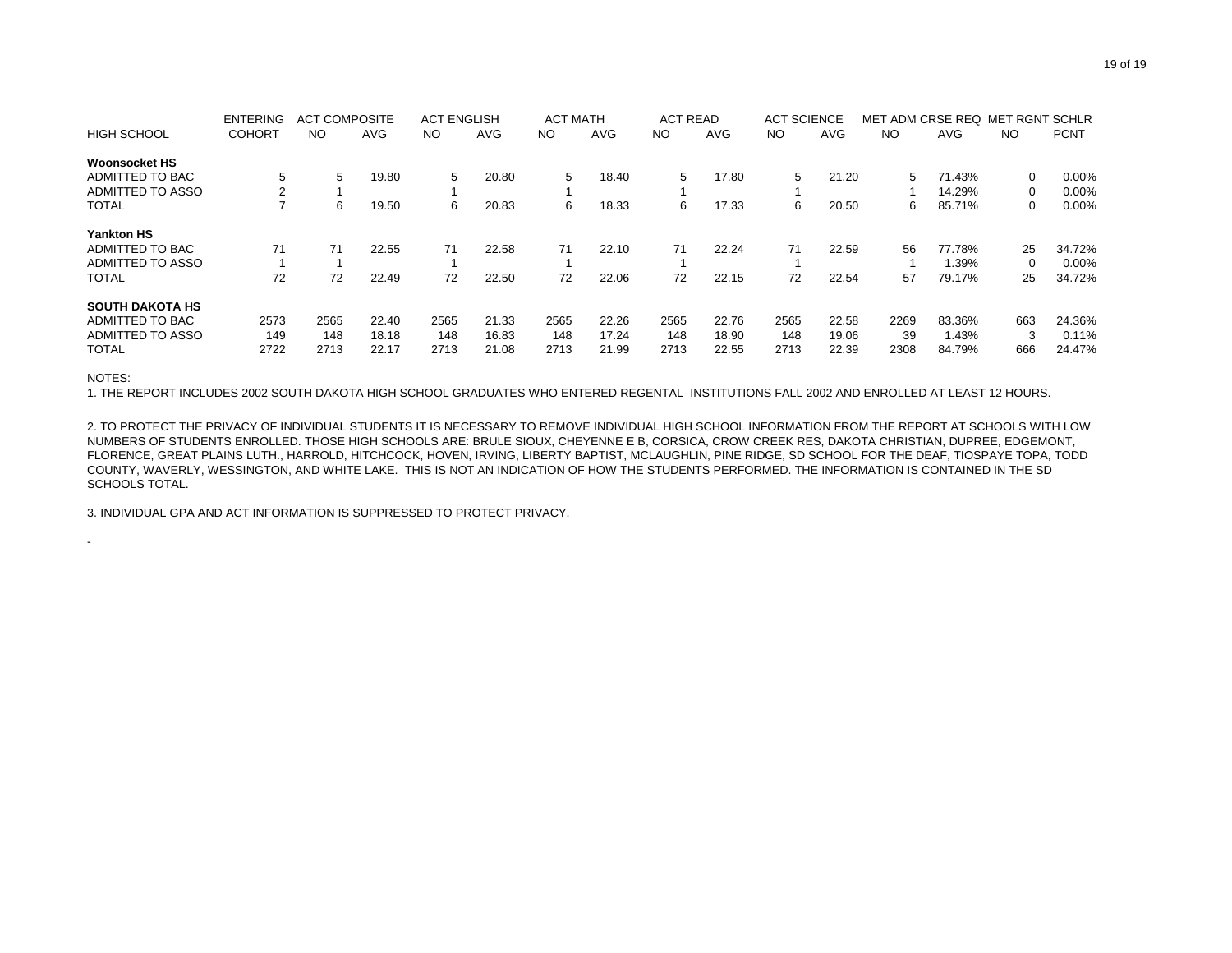| HIGH SCHOOL | ENTERING COHORT | ACT COMPOSITE NO | ACT COMPOSITE AVG | ACT ENGLISH NO | ACT ENGLISH AVG | ACT MATH NO | ACT MATH AVG | ACT READ NO | ACT READ AVG | ACT SCIENCE NO | ACT SCIENCE AVG | MET ADM CRSE REQ NO | MET ADM CRSE REQ AVG | MET RGNT SCHLR NO | MET RGNT SCHLR PCNT |
|---|---|---|---|---|---|---|---|---|---|---|---|---|---|---|---|
| **Woonsocket HS** | | | | | | | | | | | | | | | |
| ADMITTED TO BAC | 5 | 5 | 19.80 | 5 | 20.80 | 5 | 18.40 | 5 | 17.80 | 5 | 21.20 | 5 | 71.43% | 0 | 0.00% |
| ADMITTED TO ASSO | 2 | 1 | | 1 | | 1 | | 1 | | 1 | | 1 | 14.29% | 0 | 0.00% |
| TOTAL | 7 | 6 | 19.50 | 6 | 20.83 | 6 | 18.33 | 6 | 17.33 | 6 | 20.50 | 6 | 85.71% | 0 | 0.00% |
| **Yankton HS** | | | | | | | | | | | | | | | |
| ADMITTED TO BAC | 71 | 71 | 22.55 | 71 | 22.58 | 71 | 22.10 | 71 | 22.24 | 71 | 22.59 | 56 | 77.78% | 25 | 34.72% |
| ADMITTED TO ASSO | 1 | 1 | | 1 | | 1 | | 1 | | 1 | | 1 | 1.39% | 0 | 0.00% |
| TOTAL | 72 | 72 | 22.49 | 72 | 22.50 | 72 | 22.06 | 72 | 22.15 | 72 | 22.54 | 57 | 79.17% | 25 | 34.72% |
| **SOUTH DAKOTA HS** | | | | | | | | | | | | | | | |
| ADMITTED TO BAC | 2573 | 2565 | 22.40 | 2565 | 21.33 | 2565 | 22.26 | 2565 | 22.76 | 2565 | 22.58 | 2269 | 83.36% | 663 | 24.36% |
| ADMITTED TO ASSO | 149 | 148 | 18.18 | 148 | 16.83 | 148 | 17.24 | 148 | 18.90 | 148 | 19.06 | 39 | 1.43% | 3 | 0.11% |
| TOTAL | 2722 | 2713 | 22.17 | 2713 | 21.08 | 2713 | 21.99 | 2713 | 22.55 | 2713 | 22.39 | 2308 | 84.79% | 666 | 24.47% |

NOTES:

1. THE REPORT INCLUDES 2002 SOUTH DAKOTA HIGH SCHOOL GRADUATES WHO ENTERED REGENTAL INSTITUTIONS FALL 2002 AND ENROLLED AT LEAST 12 HOURS.

2. TO PROTECT THE PRIVACY OF INDIVIDUAL STUDENTS IT IS NECESSARY TO REMOVE INDIVIDUAL HIGH SCHOOL INFORMATION FROM THE REPORT AT SCHOOLS WITH LOW NUMBERS OF STUDENTS ENROLLED. THOSE HIGH SCHOOLS ARE: BRULE SIOUX, CHEYENNE E B, CORSICA, CROW CREEK RES, DAKOTA CHRISTIAN, DUPREE, EDGEMONT, FLORENCE, GREAT PLAINS LUTH., HARROLD, HITCHCOCK, HOVEN, IRVING, LIBERTY BAPTIST, MCLAUGHLIN, PINE RIDGE, SD SCHOOL FOR THE DEAF, TIOSPAYE TOPA, TODD COUNTY, WAVERLY, WESSINGTON, AND WHITE LAKE. THIS IS NOT AN INDICATION OF HOW THE STUDENTS PERFORMED. THE INFORMATION IS CONTAINED IN THE SD SCHOOLS TOTAL.

3. INDIVIDUAL GPA AND ACT INFORMATION IS SUPPRESSED TO PROTECT PRIVACY.

-